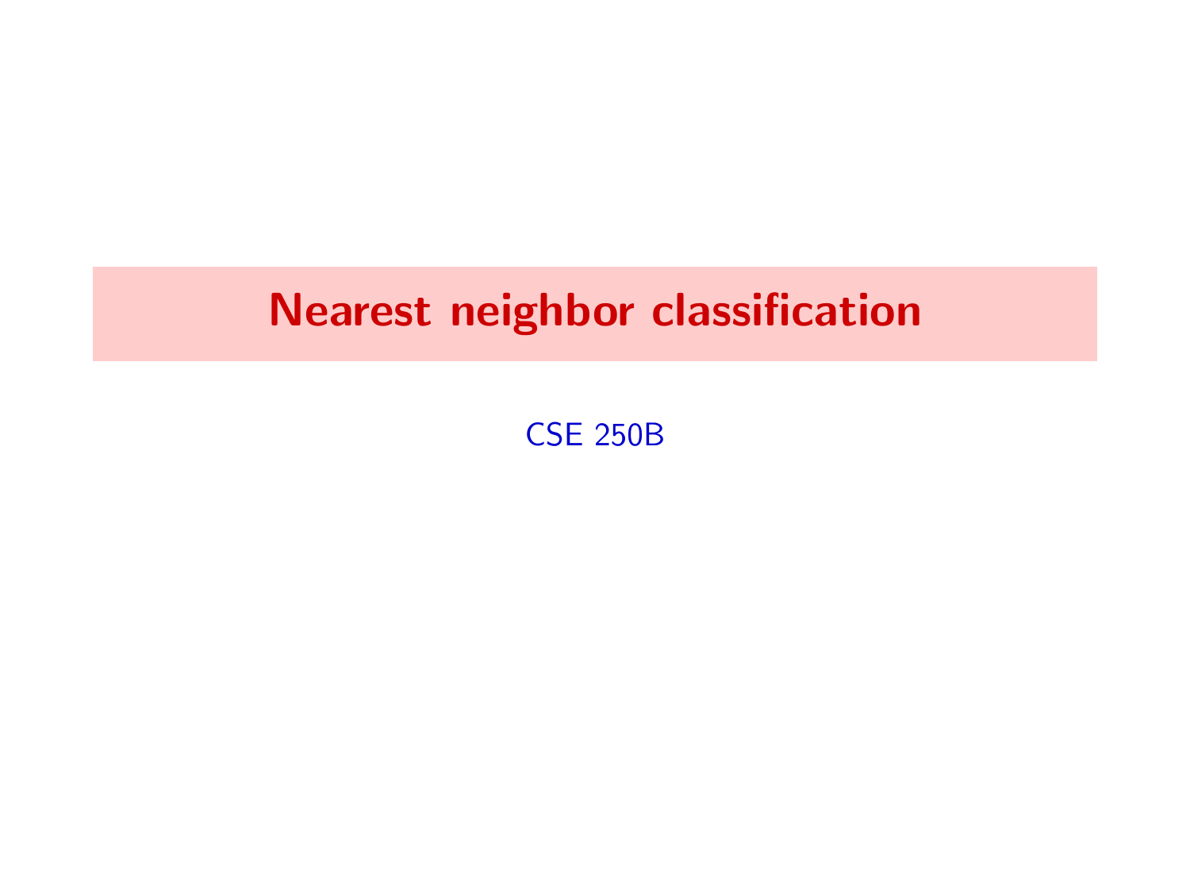# Nearest neighbor classification

CSE 250B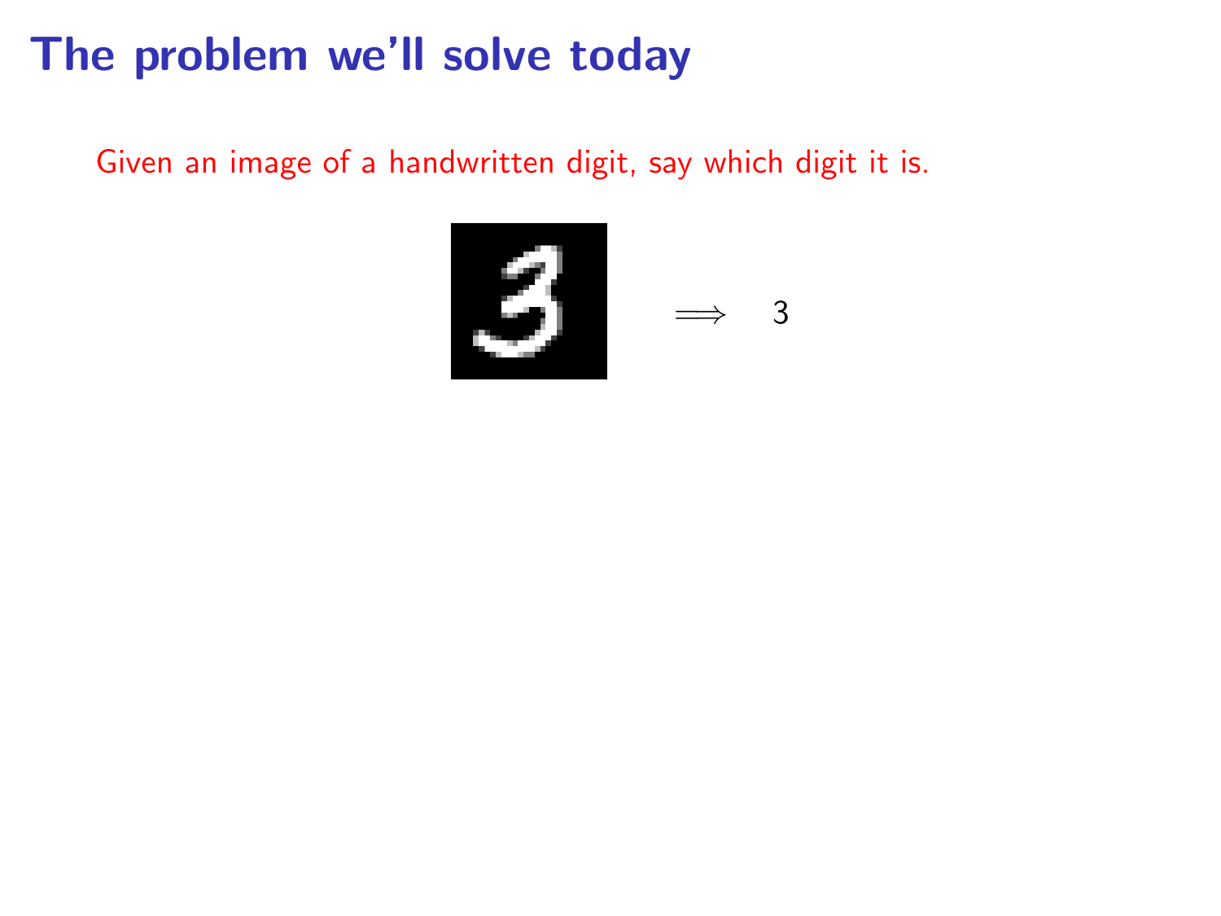# The problem we'll solve today

Given an image of a handwritten digit, say which digit it is.

$\Longrightarrow$ 3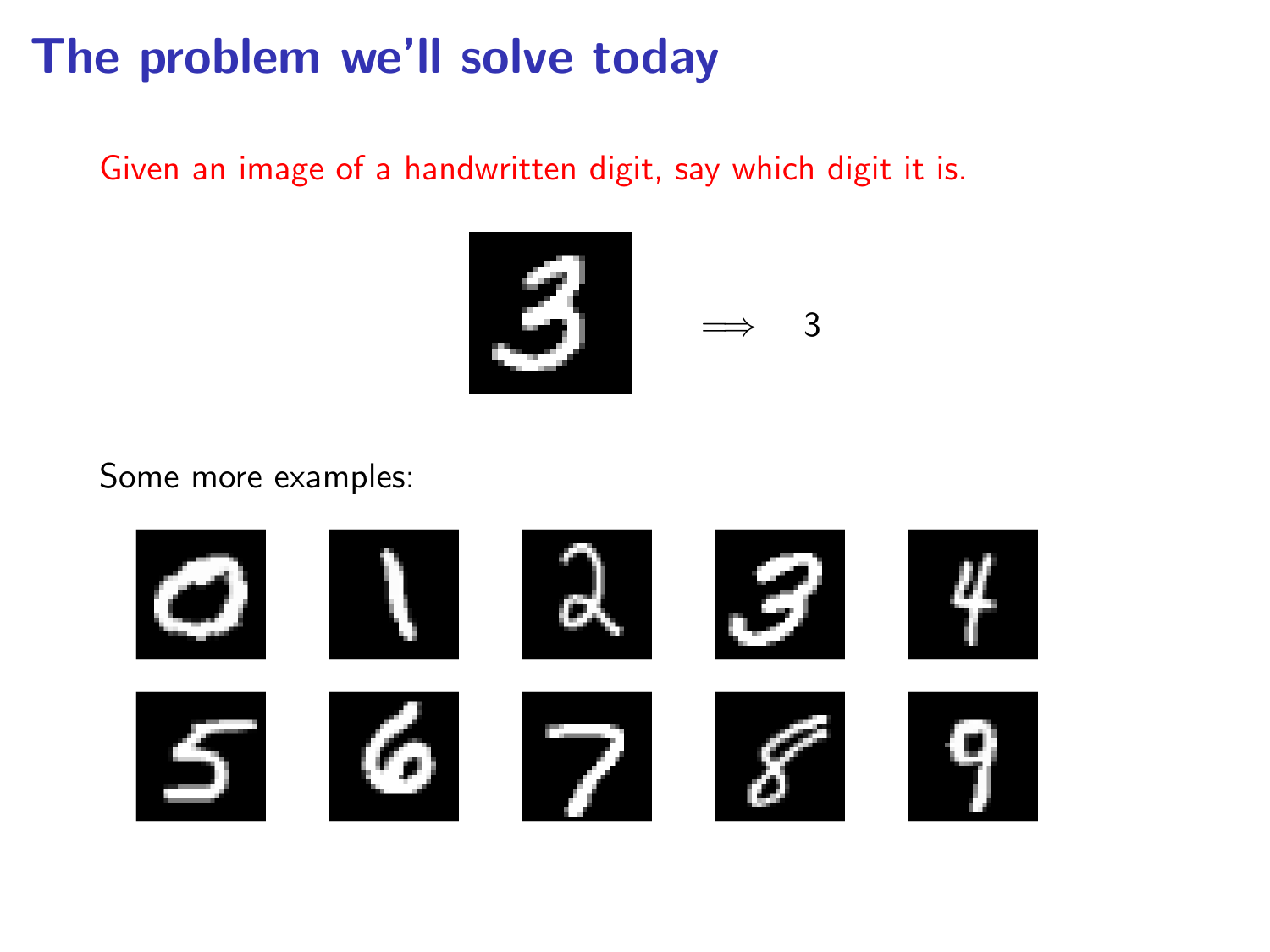# The problem we'll solve today

Given an image of a handwritten digit, say which digit it is.

$\Longrightarrow$ 3

Some more examples: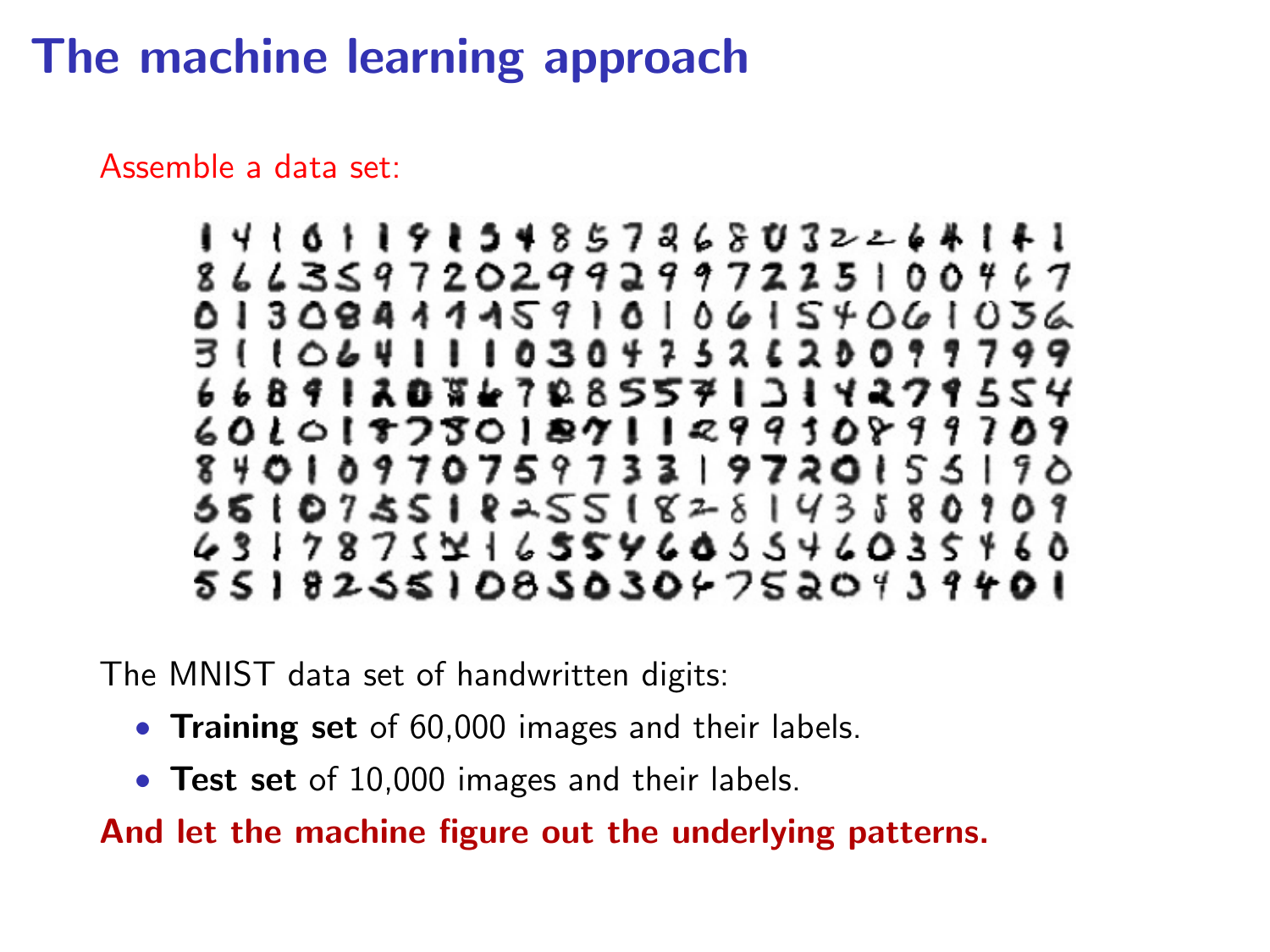# The machine learning approach

Assemble a data set:

The MNIST data set of handwritten digits:

- **Training set** of 60,000 images and their labels.
- **Test set** of 10,000 images and their labels.

**And let the machine figure out the underlying patterns.**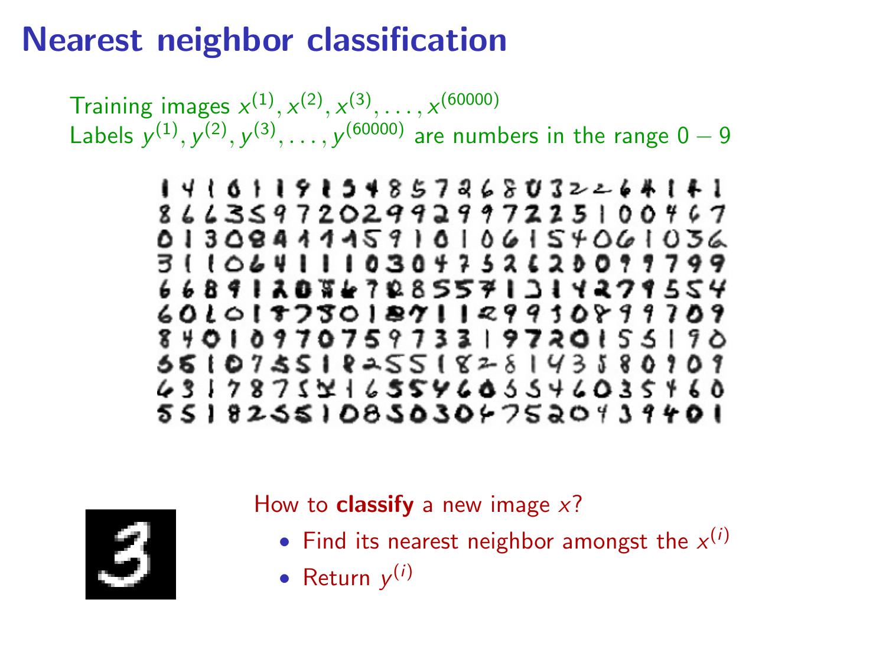# Nearest neighbor classification

Training images $x^{(1)}, x^{(2)}, x^{(3)}, \ldots, x^{(60000)}$
Labels $y^{(1)}, y^{(2)}, y^{(3)}, \ldots, y^{(60000)}$ are numbers in the range $0 - 9$

How to **classify** a new image $x$?

- Find its nearest neighbor amongst the $x^{(i)}$
- Return $y^{(i)}$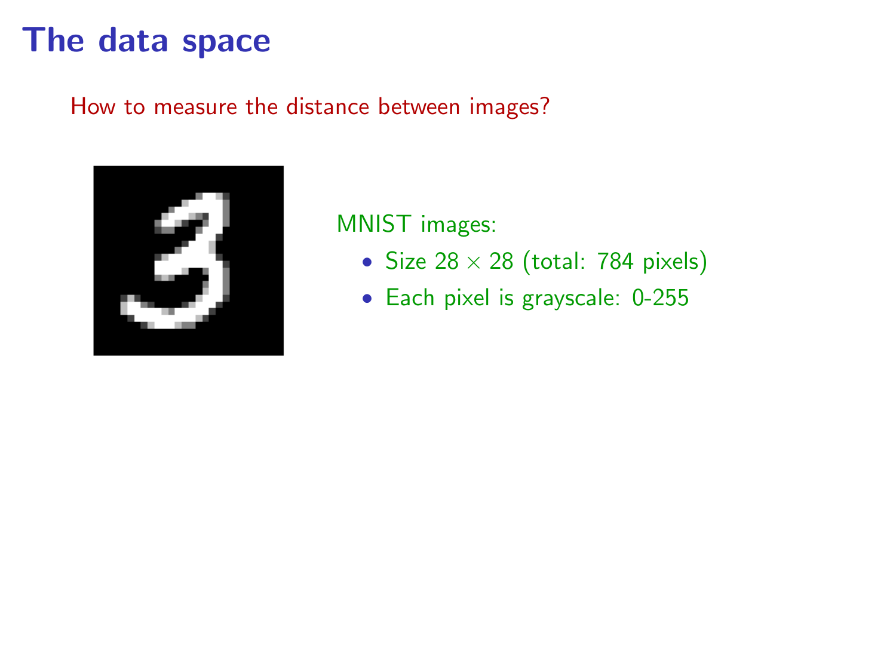# The data space

How to measure the distance between images?

MNIST images:

- Size $28 \times 28$ (total: 784 pixels)
- Each pixel is grayscale: 0-255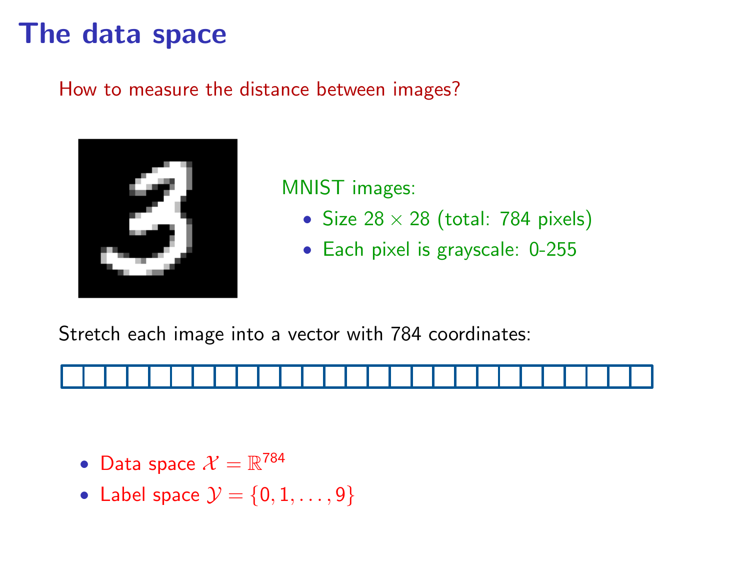# The data space

How to measure the distance between images?

MNIST images:

- Size $28 \times 28$ (total: 784 pixels)
- Each pixel is grayscale: 0-255

Stretch each image into a vector with 784 coordinates:

- Data space $\mathcal{X} = \mathbb{R}^{784}$
- Label space $\mathcal{Y} = \{0, 1, \ldots, 9\}$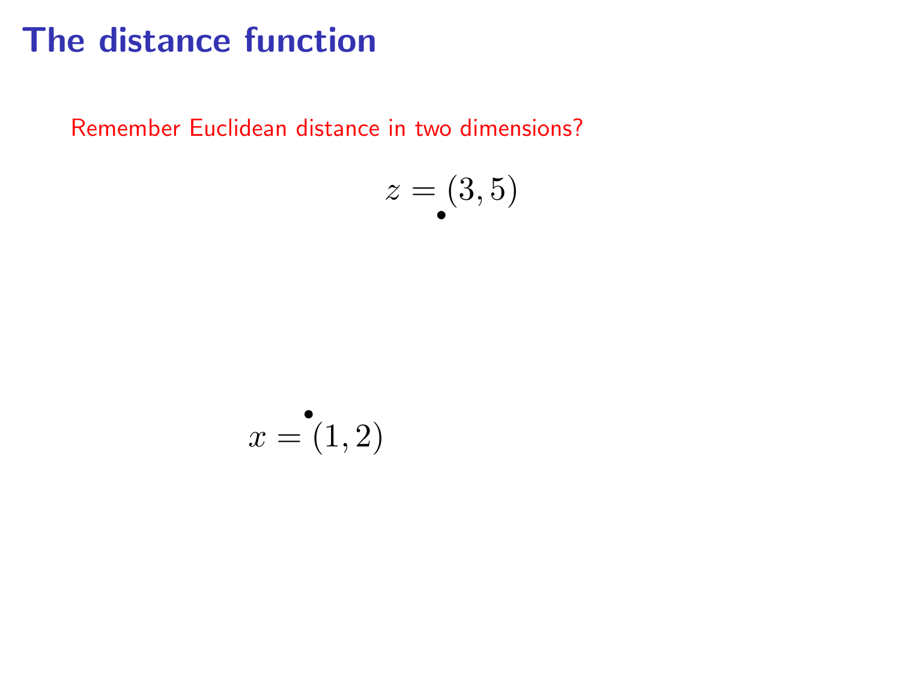# The distance function

Remember Euclidean distance in two dimensions?

$$z = (3, 5)$$

$$x = (1, 2)$$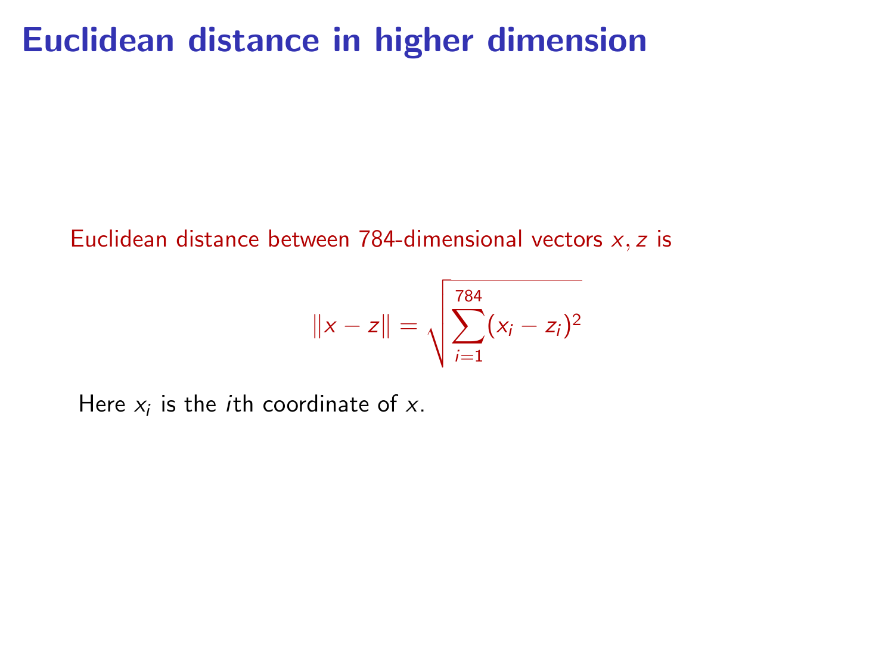# Euclidean distance in higher dimension

Euclidean distance between 784-dimensional vectors $x, z$ is

$$\|x - z\| = \sqrt{\sum_{i=1}^{784} (x_i - z_i)^2}$$

Here $x_i$ is the $i$th coordinate of $x$.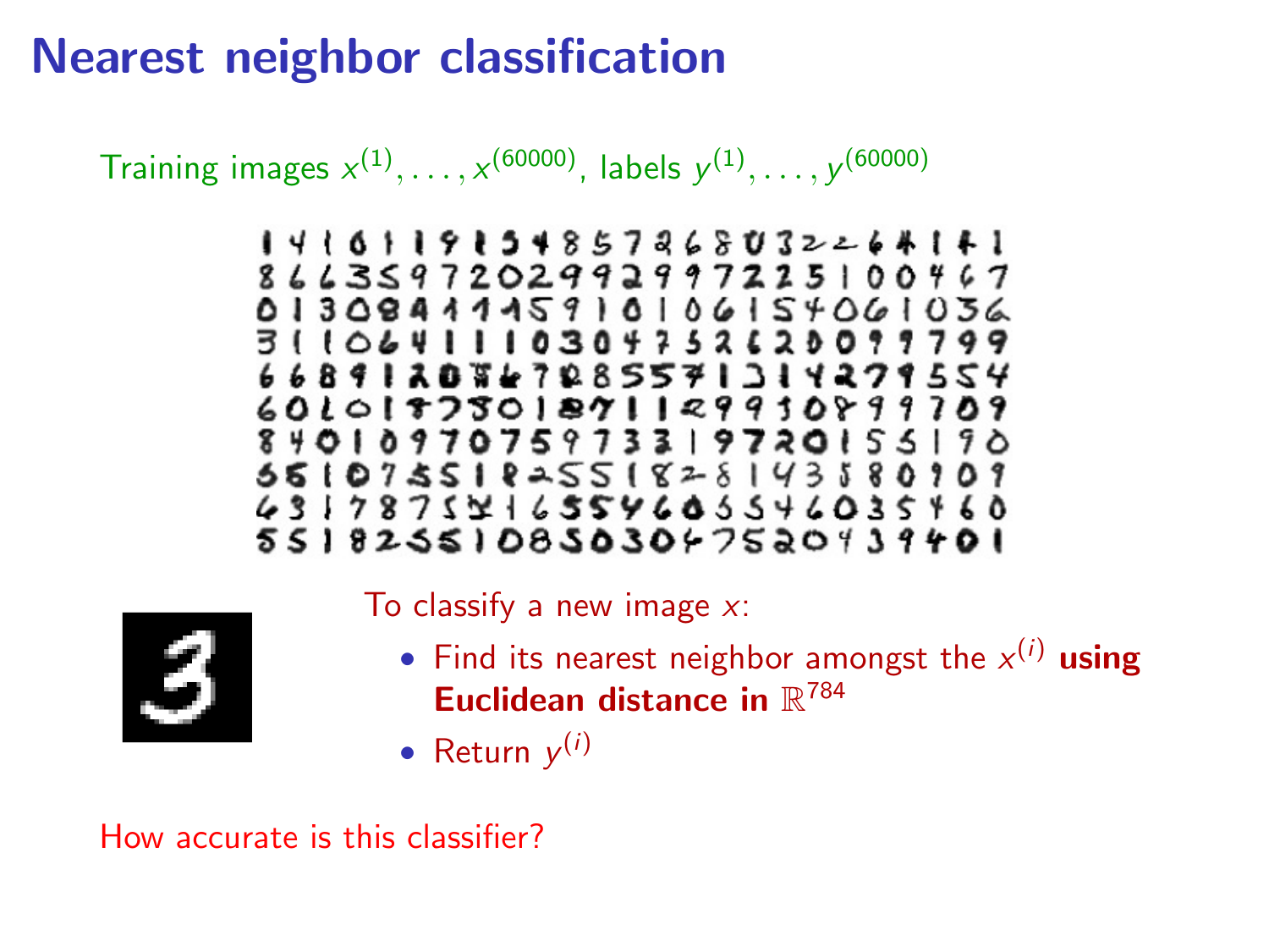# Nearest neighbor classification

Training images $x^{(1)}, \ldots, x^{(60000)}$, labels $y^{(1)}, \ldots, y^{(60000)}$

To classify a new image $x$:

- Find its nearest neighbor amongst the $x^{(i)}$ **using Euclidean distance in $\mathbb{R}^{784}$**
- Return $y^{(i)}$

How accurate is this classifier?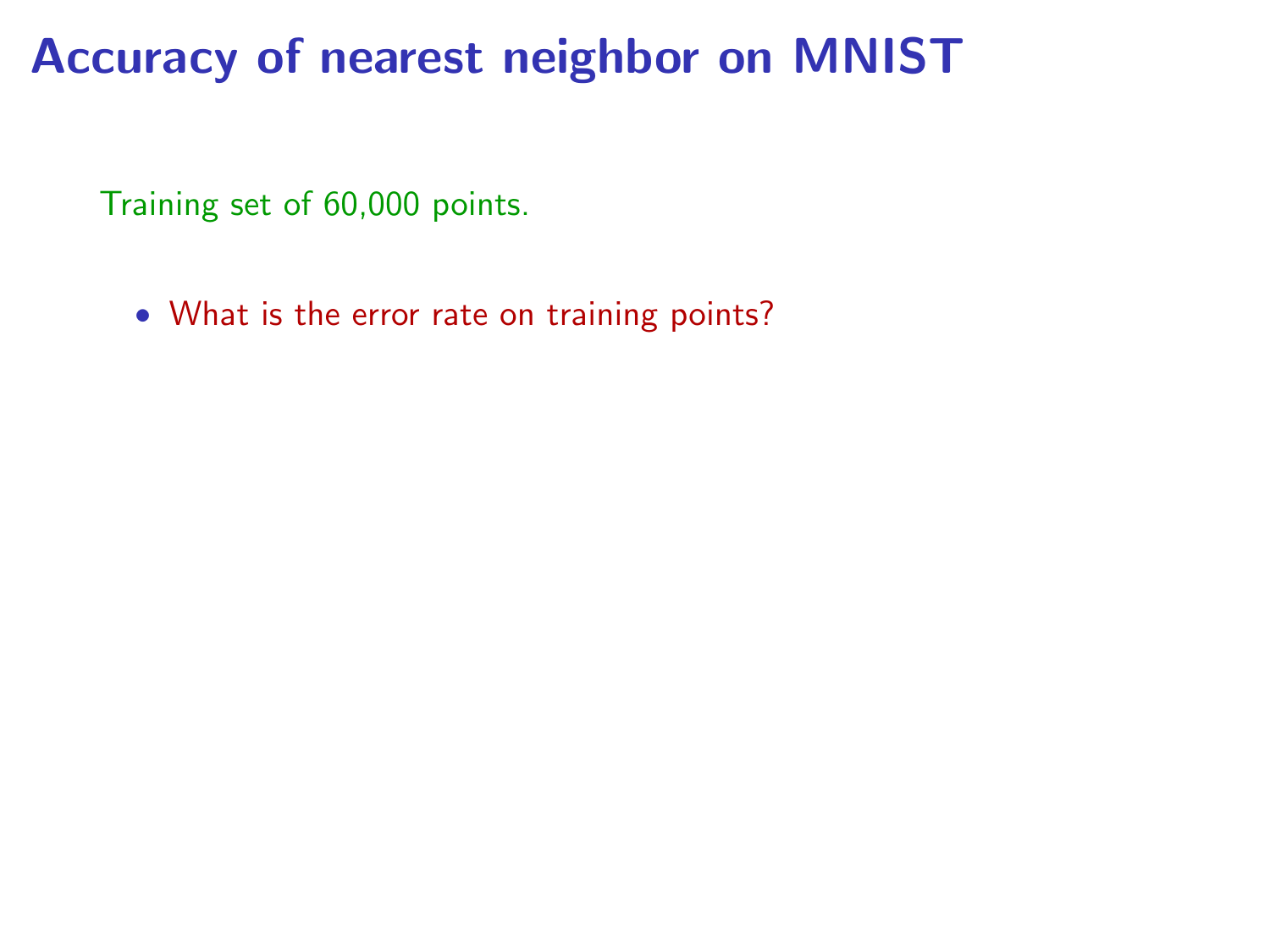# Accuracy of nearest neighbor on MNIST

Training set of 60,000 points.

- What is the error rate on training points?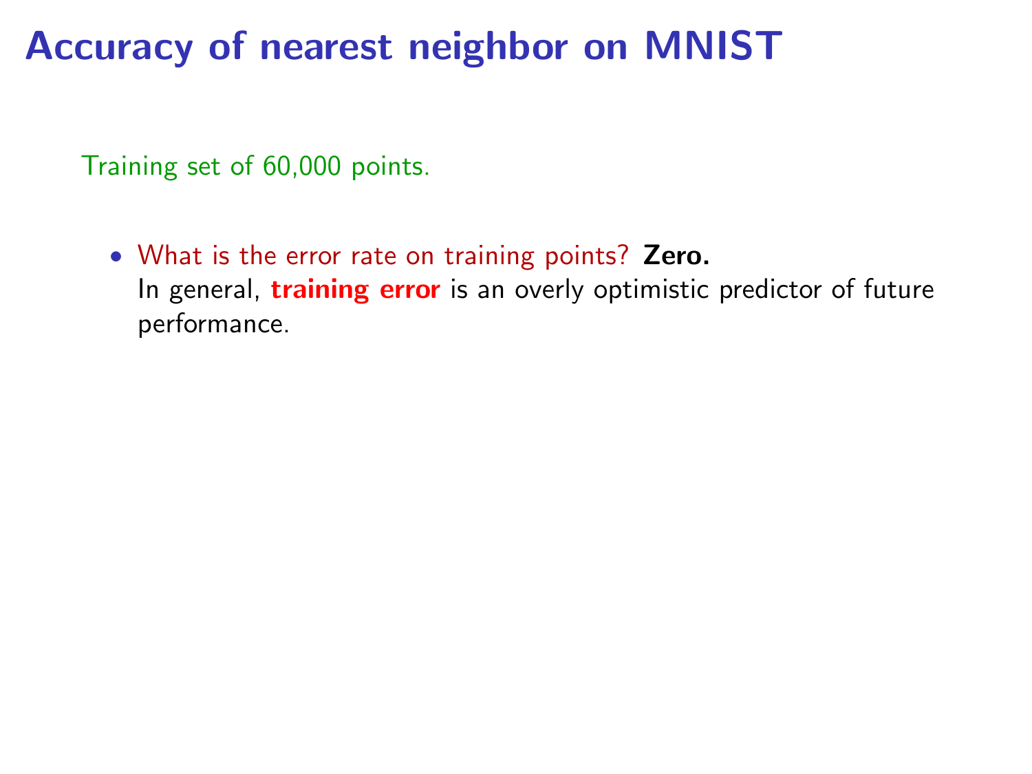# Accuracy of nearest neighbor on MNIST

Training set of 60,000 points.

- What is the error rate on training points? **Zero.**
  In general, **training error** is an overly optimistic predictor of future performance.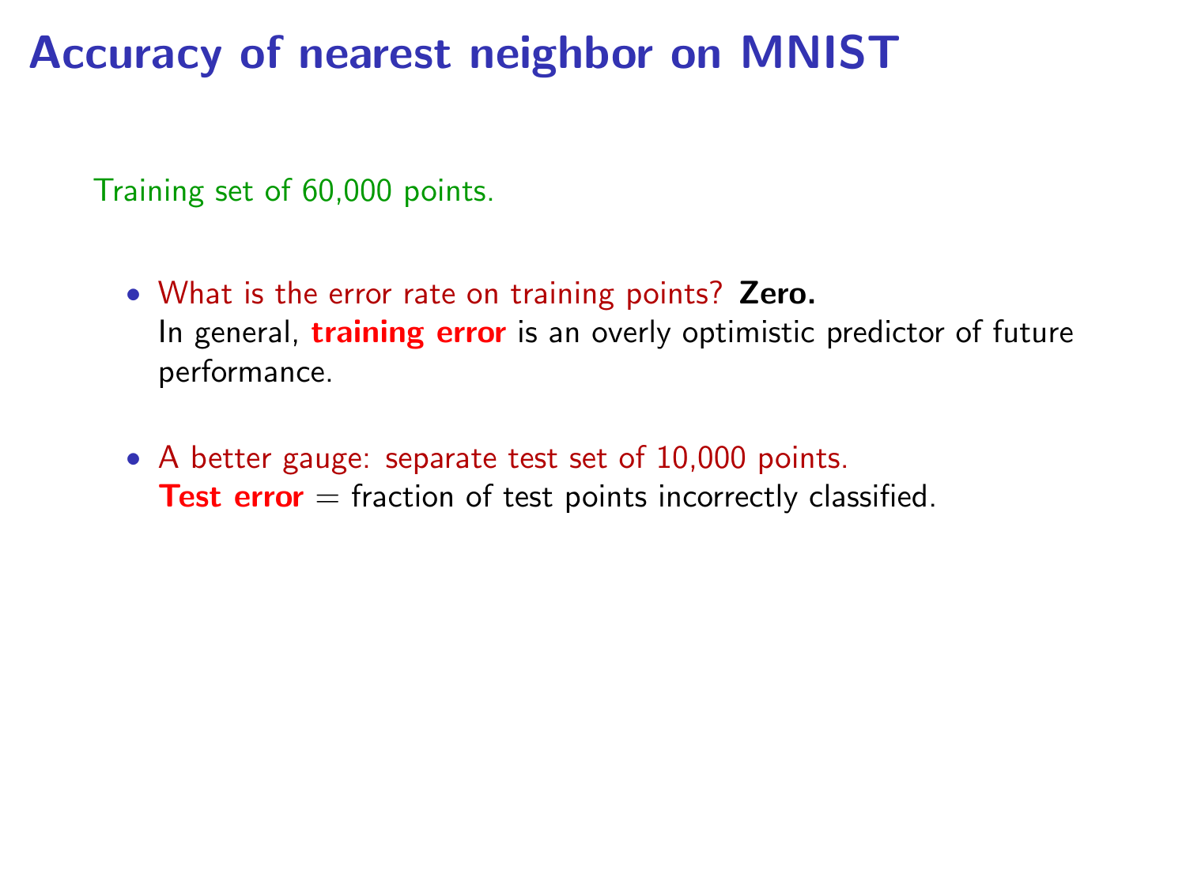# Accuracy of nearest neighbor on MNIST

Training set of 60,000 points.

- What is the error rate on training points? **Zero.**
  In general, **training error** is an overly optimistic predictor of future performance.

- A better gauge: separate test set of 10,000 points.
  **Test error** = fraction of test points incorrectly classified.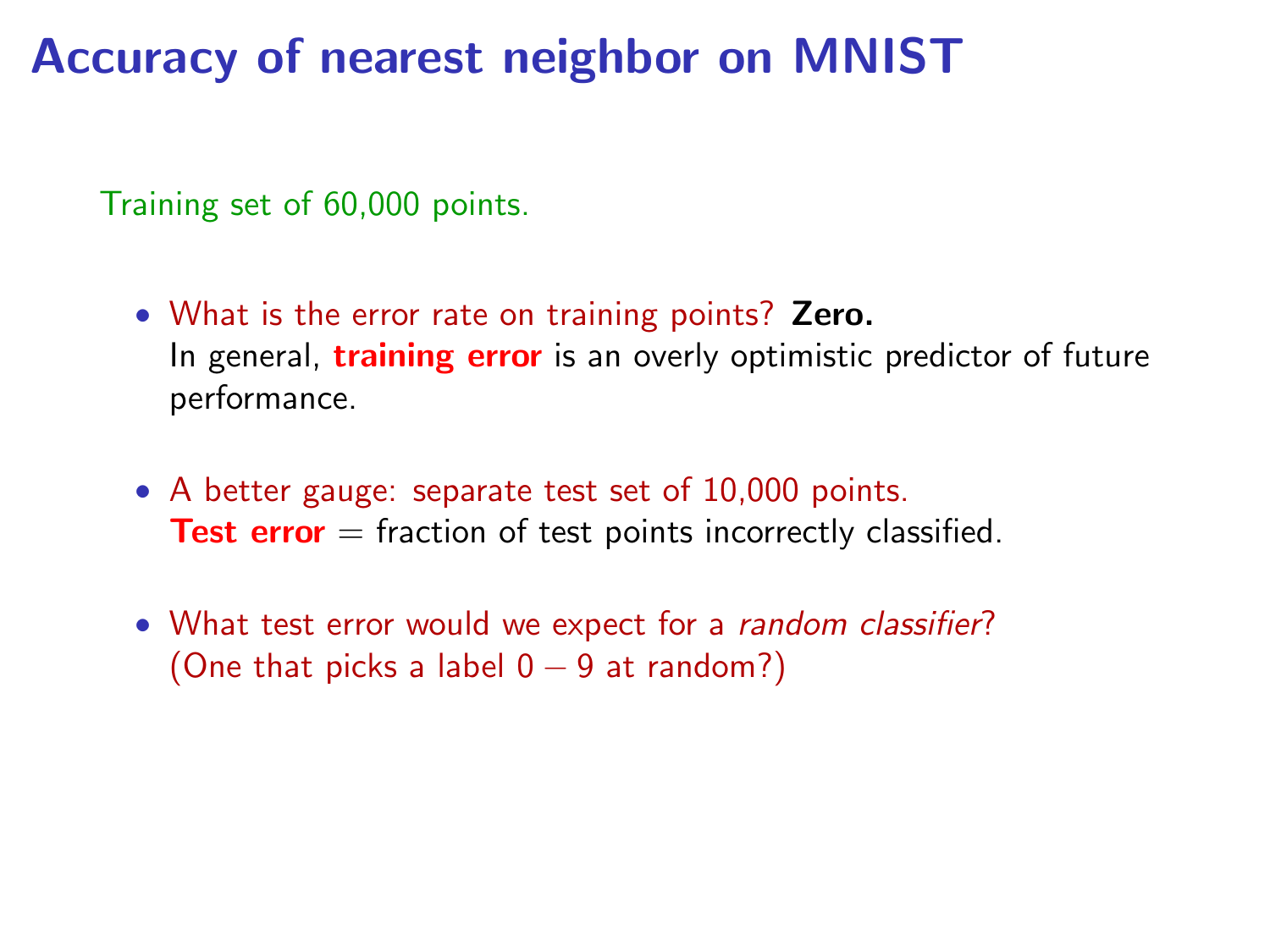# Accuracy of nearest neighbor on MNIST

Training set of 60,000 points.

- What is the error rate on training points? **Zero.**
  In general, **training error** is an overly optimistic predictor of future performance.
- A better gauge: separate test set of 10,000 points.
  **Test error** = fraction of test points incorrectly classified.
- What test error would we expect for a *random classifier*?
  (One that picks a label $0 - 9$ at random?)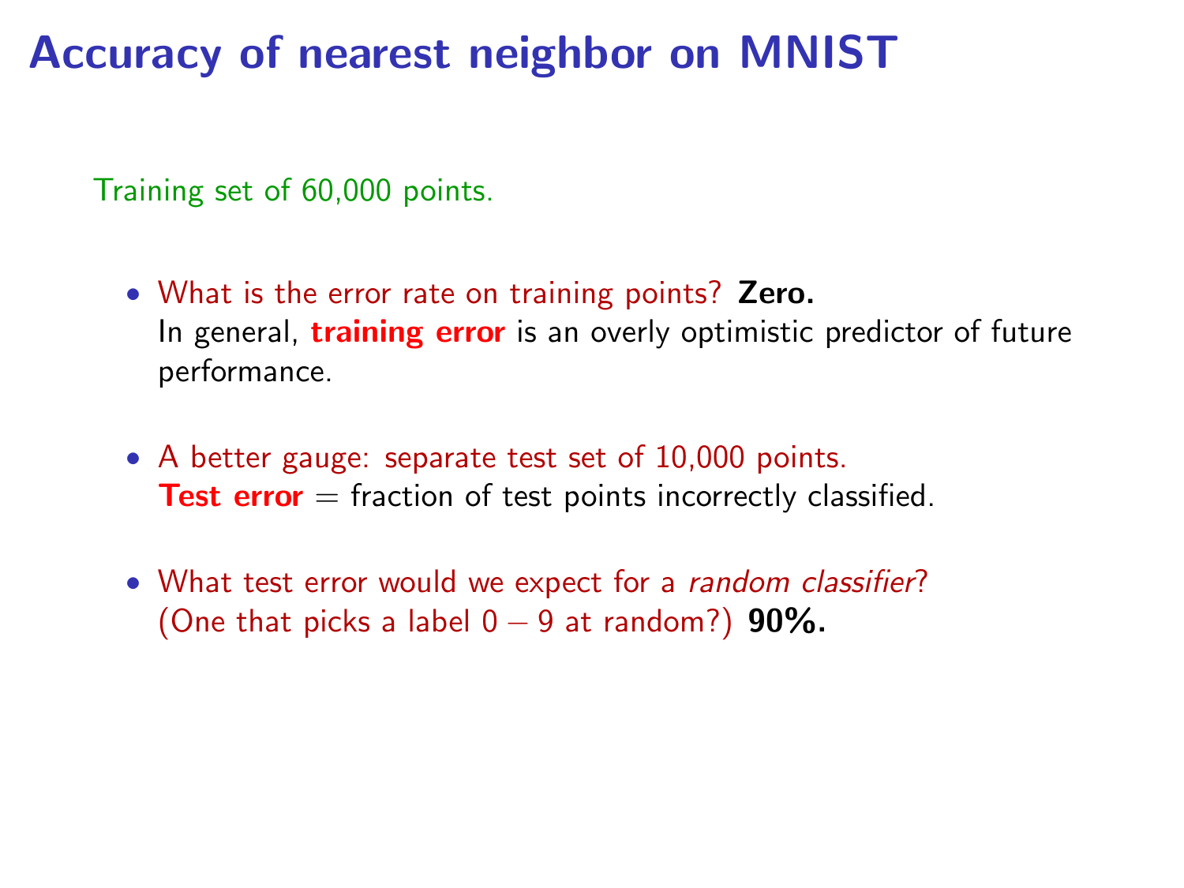# Accuracy of nearest neighbor on MNIST

Training set of 60,000 points.

- What is the error rate on training points? **Zero.**
  In general, **training error** is an overly optimistic predictor of future performance.
- A better gauge: separate test set of 10,000 points.
  **Test error** = fraction of test points incorrectly classified.
- What test error would we expect for a *random classifier*?
  (One that picks a label $0 - 9$ at random?) **90%.**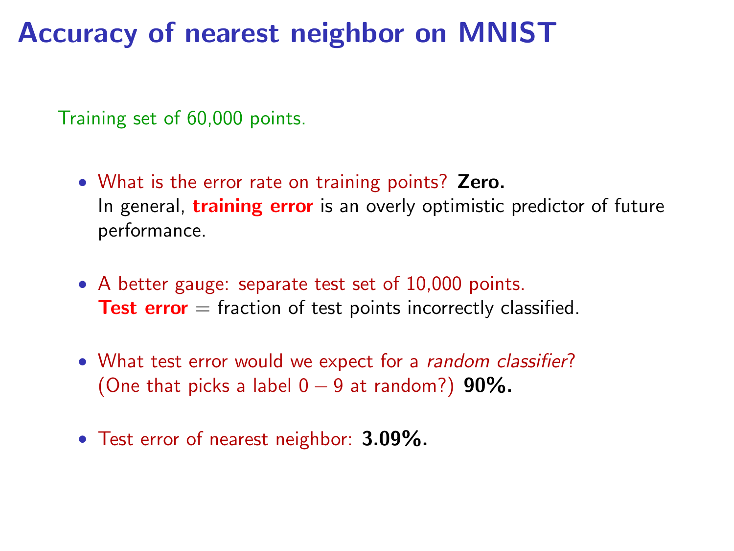# Accuracy of nearest neighbor on MNIST

Training set of 60,000 points.

- What is the error rate on training points? **Zero.**
  In general, **training error** is an overly optimistic predictor of future performance.
- A better gauge: separate test set of 10,000 points.
  **Test error** = fraction of test points incorrectly classified.
- What test error would we expect for a *random classifier*? (One that picks a label $0 - 9$ at random?) **90%.**
- Test error of nearest neighbor: **3.09%.**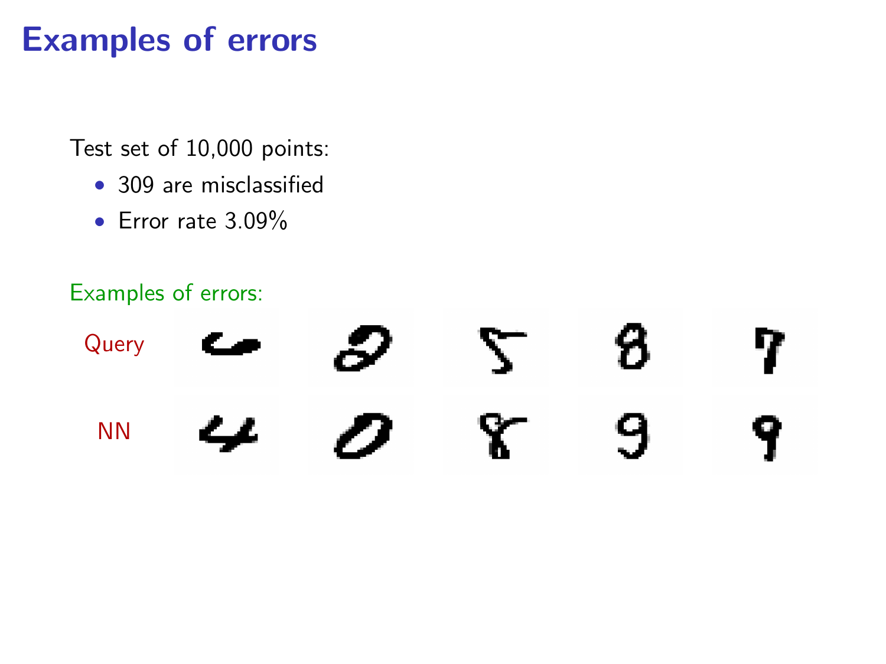# Examples of errors

Test set of 10,000 points:

- 309 are misclassified
- Error rate 3.09%

Examples of errors:

Query

NN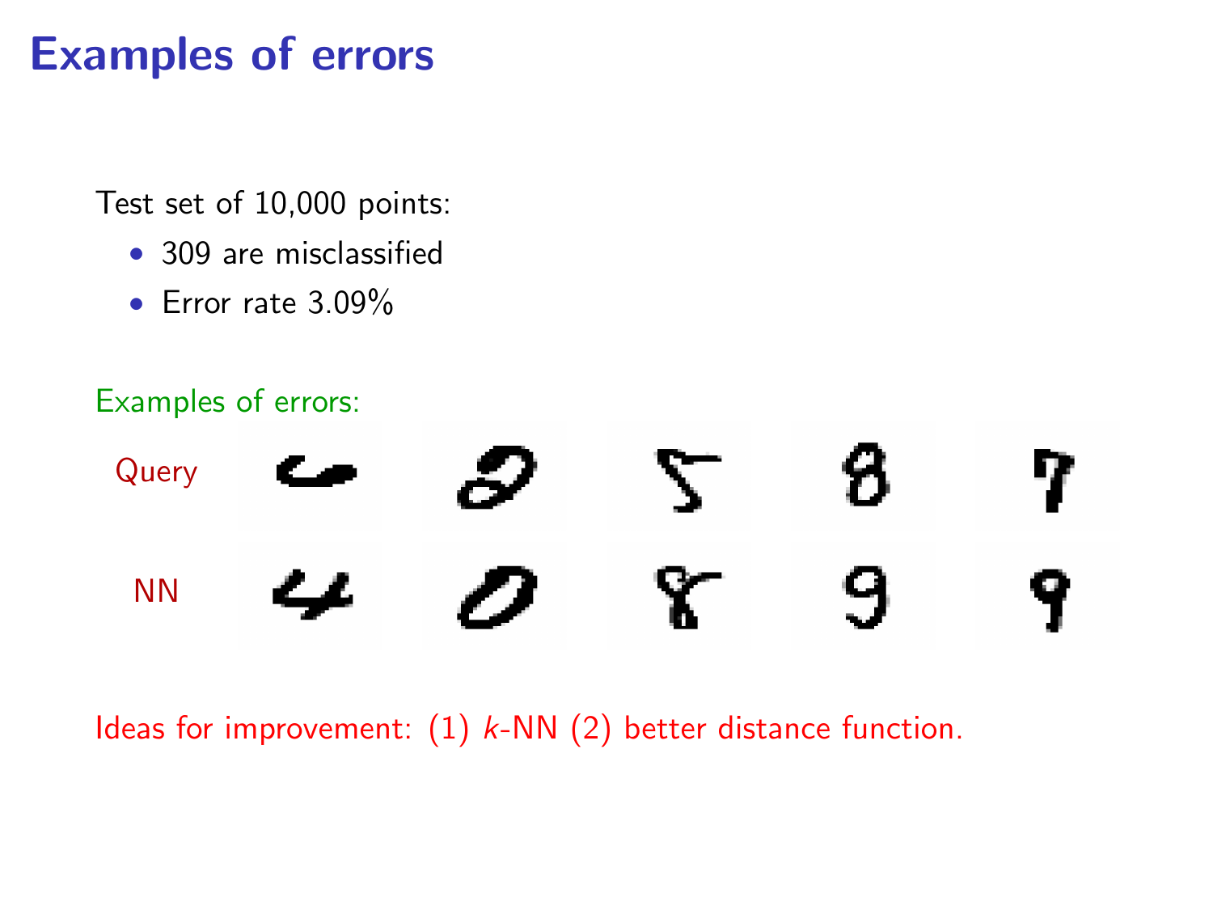# Examples of errors

Test set of 10,000 points:

- 309 are misclassified
- Error rate 3.09%

Examples of errors:

Query

NN

Ideas for improvement: (1) $k$-NN (2) better distance function.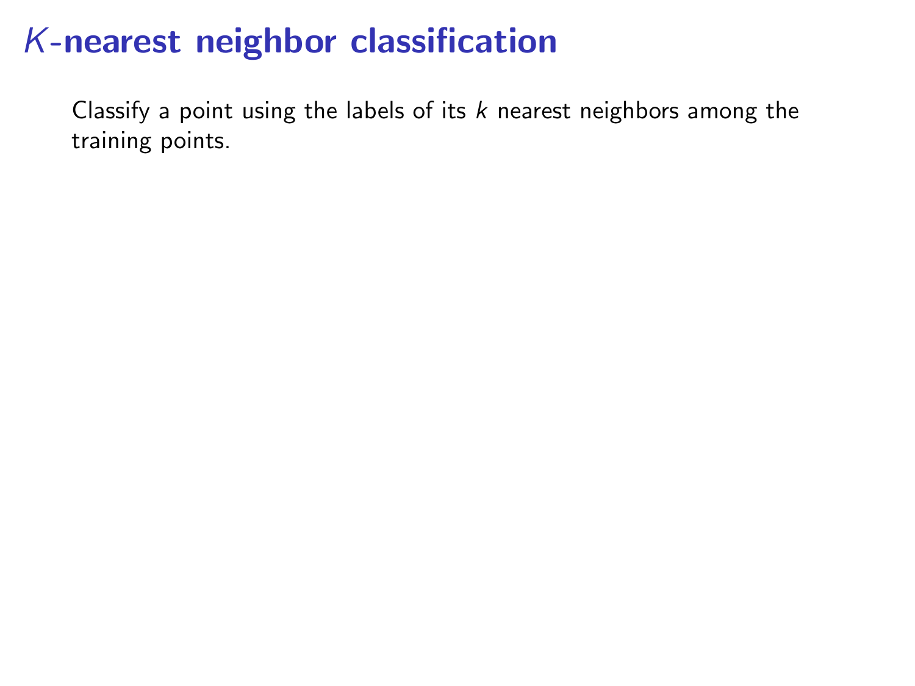# $K$-nearest neighbor classification

Classify a point using the labels of its $k$ nearest neighbors among the training points.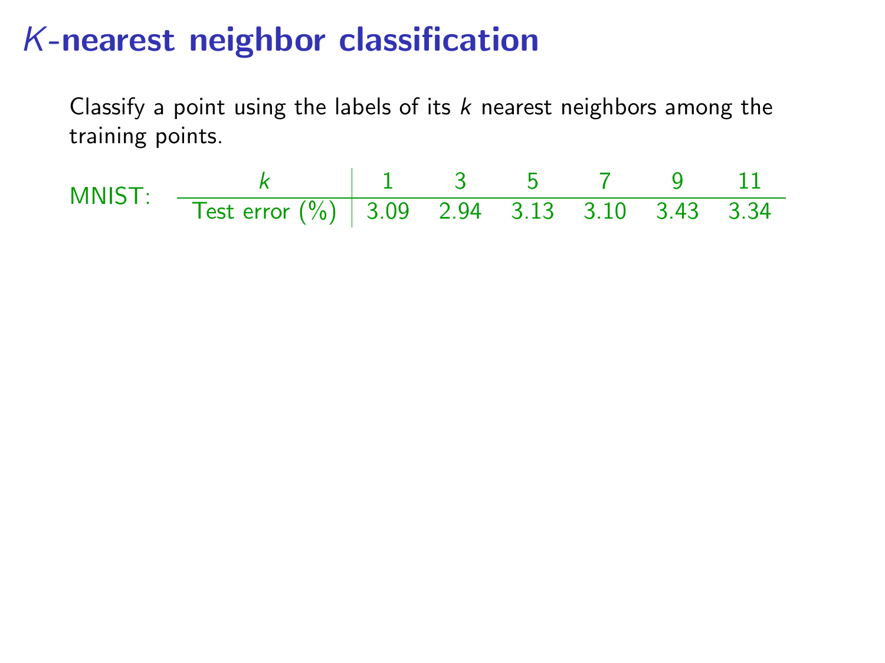# $K$-nearest neighbor classification

Classify a point using the labels of its $k$ nearest neighbors among the training points.

MNIST:

| $k$ | 1 | 3 | 5 | 7 | 9 | 11 |
|---|---|---|---|---|---|---|
| Test error (%) | 3.09 | 2.94 | 3.13 | 3.10 | 3.43 | 3.34 |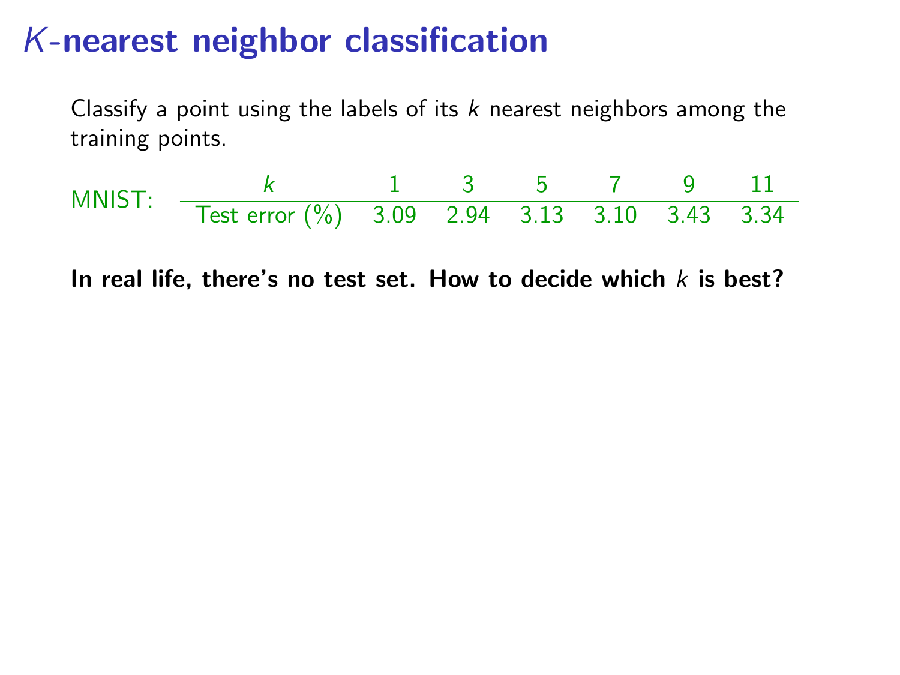# $K$-nearest neighbor classification

Classify a point using the labels of its $k$ nearest neighbors among the training points.

MNIST:

| $k$ | 1 | 3 | 5 | 7 | 9 | 11 |
|---|---|---|---|---|---|---|
| Test error (%) | 3.09 | 2.94 | 3.13 | 3.10 | 3.43 | 3.34 |

**In real life, there's no test set. How to decide which $k$ is best?**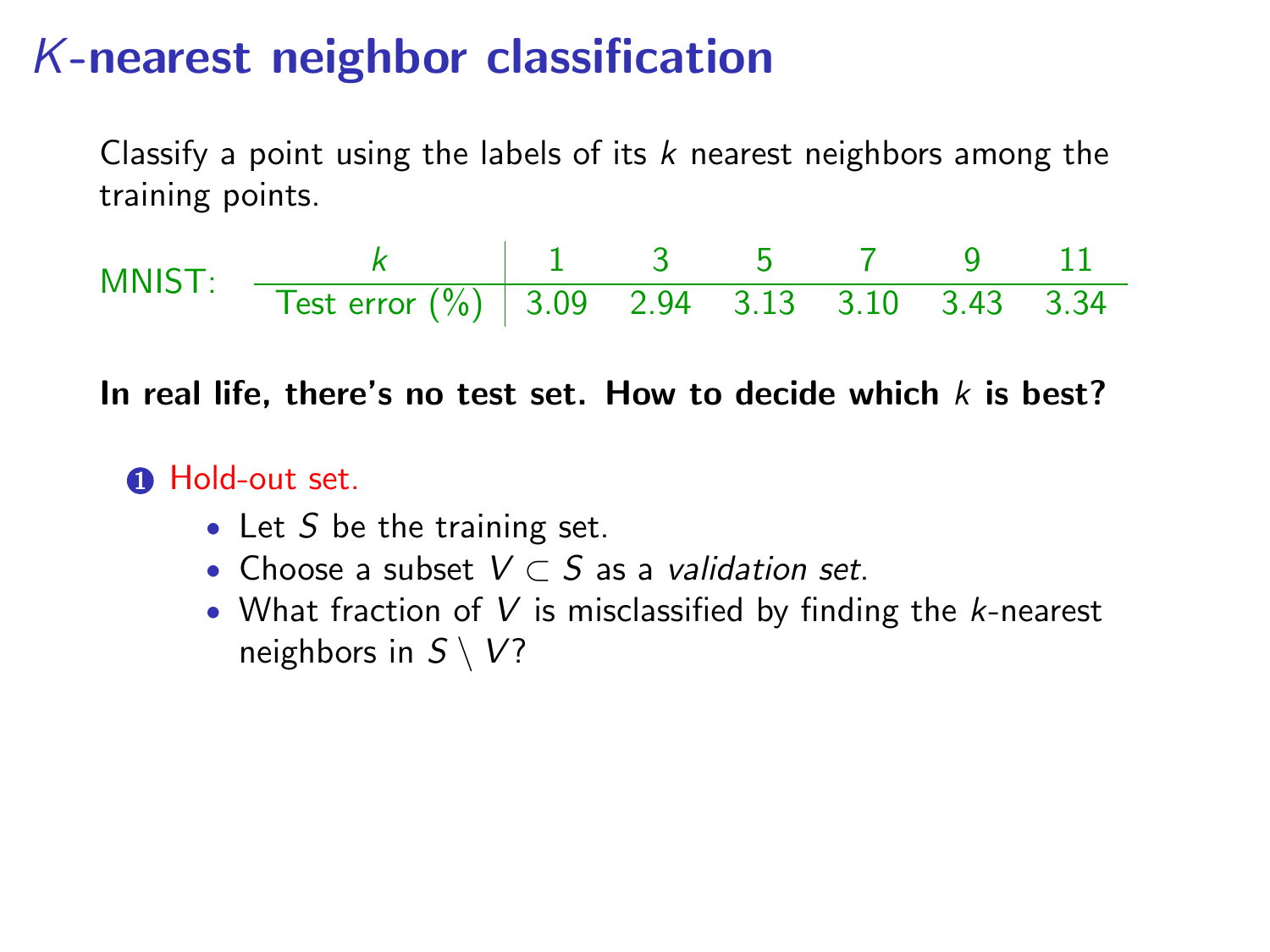# $K$-nearest neighbor classification

Classify a point using the labels of its $k$ nearest neighbors among the training points.

MNIST:

| $k$ | 1 | 3 | 5 | 7 | 9 | 11 |
|---|---|---|---|---|---|---|
| Test error (%) | 3.09 | 2.94 | 3.13 | 3.10 | 3.43 | 3.34 |

**In real life, there's no test set. How to decide which $k$ is best?**

1. Hold-out set.
   - Let $S$ be the training set.
   - Choose a subset $V \subset S$ as a *validation set*.
   - What fraction of $V$ is misclassified by finding the $k$-nearest neighbors in $S \setminus V$?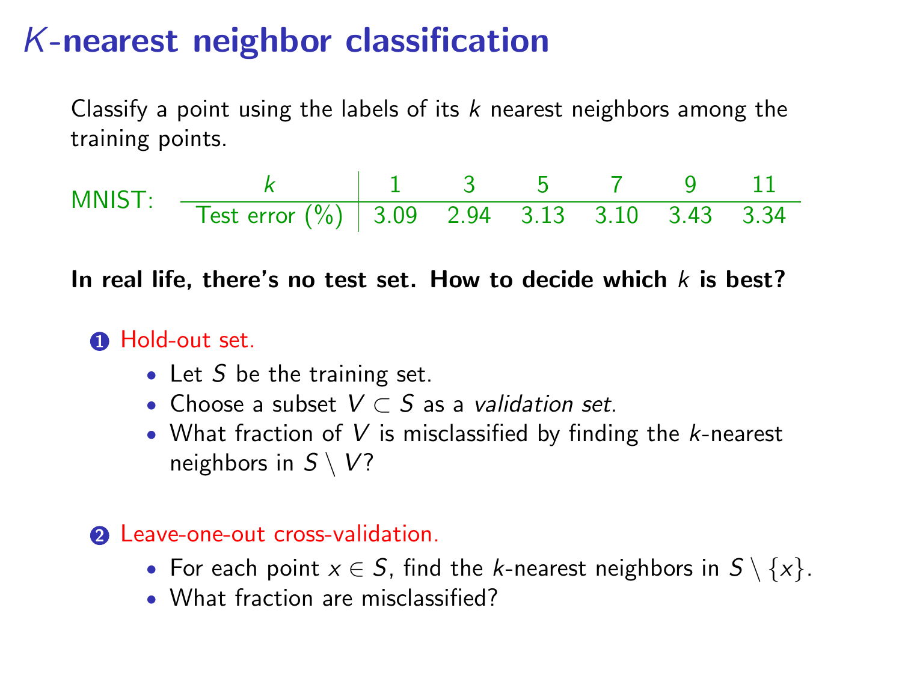# $K$-nearest neighbor classification

Classify a point using the labels of its $k$ nearest neighbors among the training points.

MNIST:

| $k$ | 1 | 3 | 5 | 7 | 9 | 11 |
|---|---|---|---|---|---|---|
| Test error (%) | 3.09 | 2.94 | 3.13 | 3.10 | 3.43 | 3.34 |

**In real life, there's no test set. How to decide which $k$ is best?**

1. Hold-out set.
   - Let $S$ be the training set.
   - Choose a subset $V \subset S$ as a *validation set*.
   - What fraction of $V$ is misclassified by finding the $k$-nearest neighbors in $S \setminus V$?

2. Leave-one-out cross-validation.
   - For each point $x \in S$, find the $k$-nearest neighbors in $S \setminus \{x\}$.
   - What fraction are misclassified?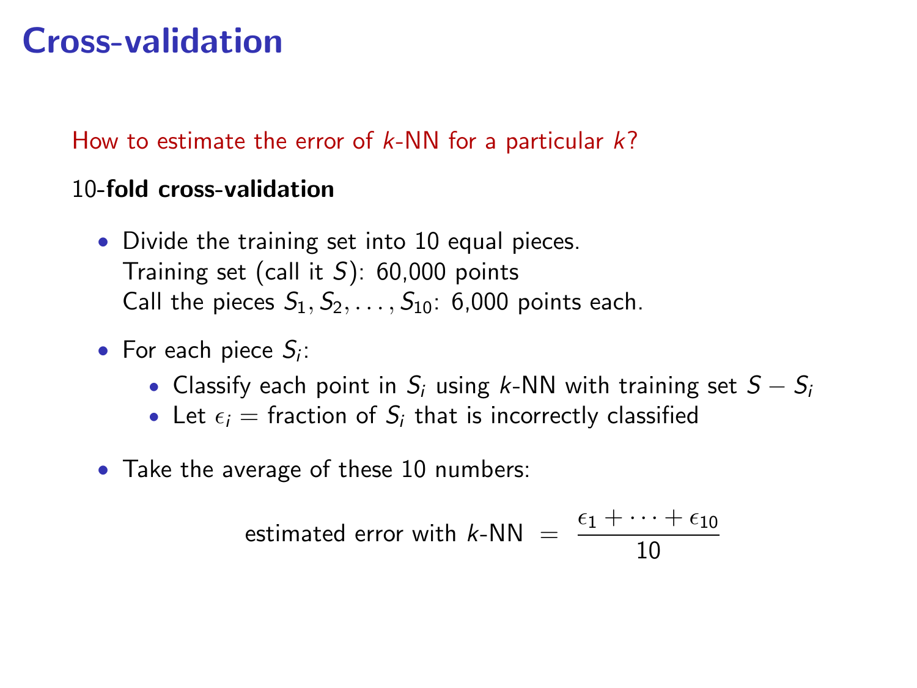# Cross-validation

How to estimate the error of $k$-NN for a particular $k$?

10-**fold cross-validation**

- Divide the training set into 10 equal pieces.
  Training set (call it $S$): 60,000 points
  Call the pieces $S_1, S_2, \ldots, S_{10}$: 6,000 points each.
- For each piece $S_i$:
  - Classify each point in $S_i$ using $k$-NN with training set $S - S_i$
  - Let $\epsilon_i$ = fraction of $S_i$ that is incorrectly classified
- Take the average of these 10 numbers:

$$\text{estimated error with } k\text{-NN} = \frac{\epsilon_1 + \cdots + \epsilon_{10}}{10}$$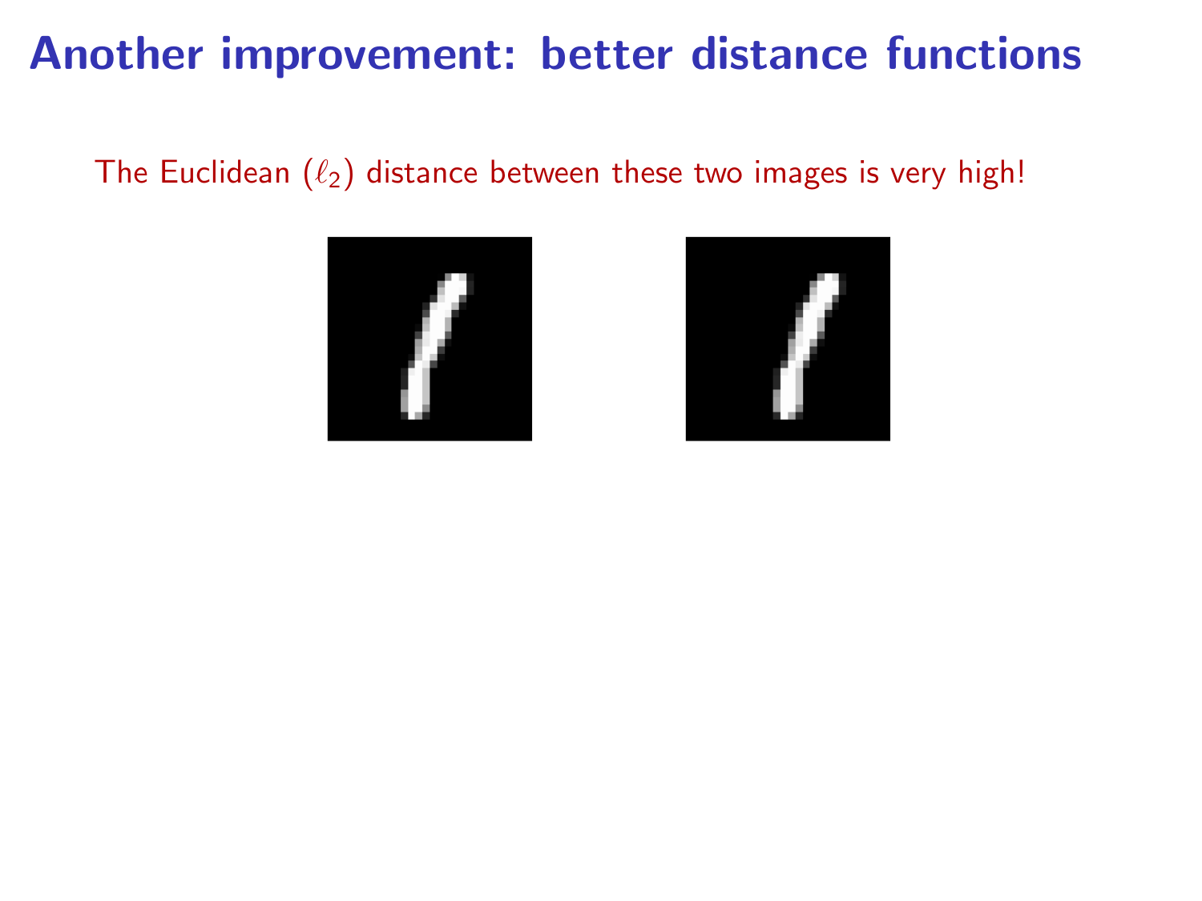# Another improvement: better distance functions

The Euclidean ($\ell_2$) distance between these two images is very high!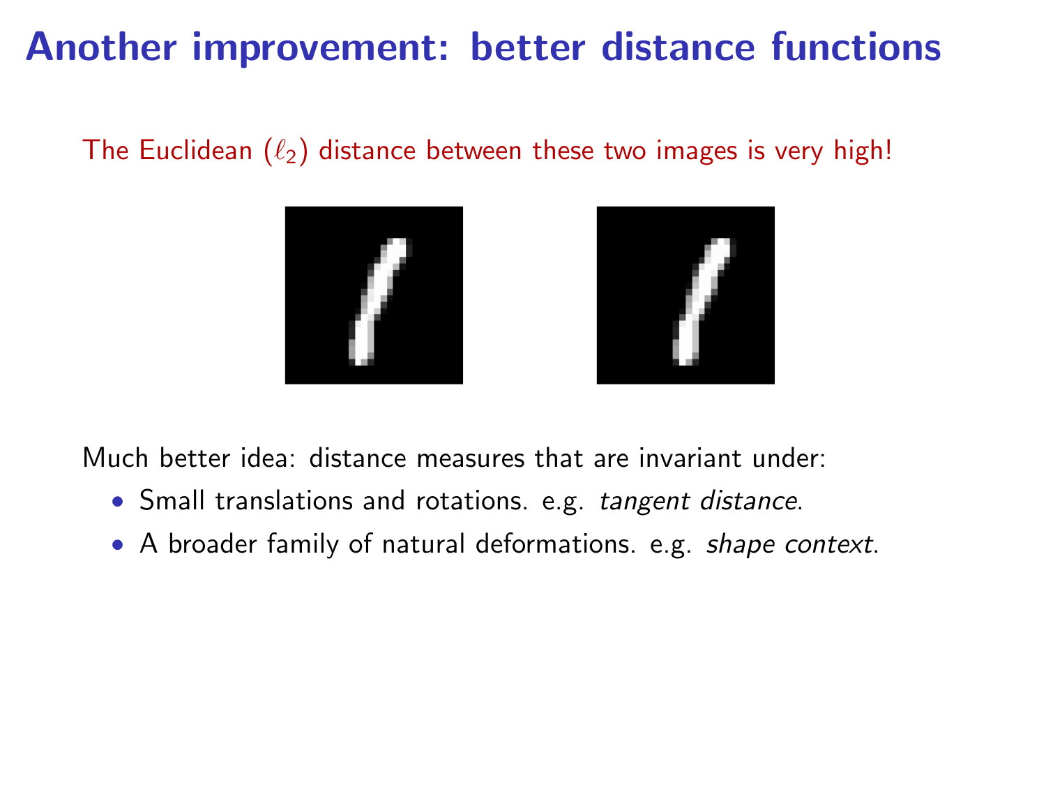# Another improvement: better distance functions

The Euclidean ($\ell_2$) distance between these two images is very high!

Much better idea: distance measures that are invariant under:

- Small translations and rotations. e.g. *tangent distance*.
- A broader family of natural deformations. e.g. *shape context*.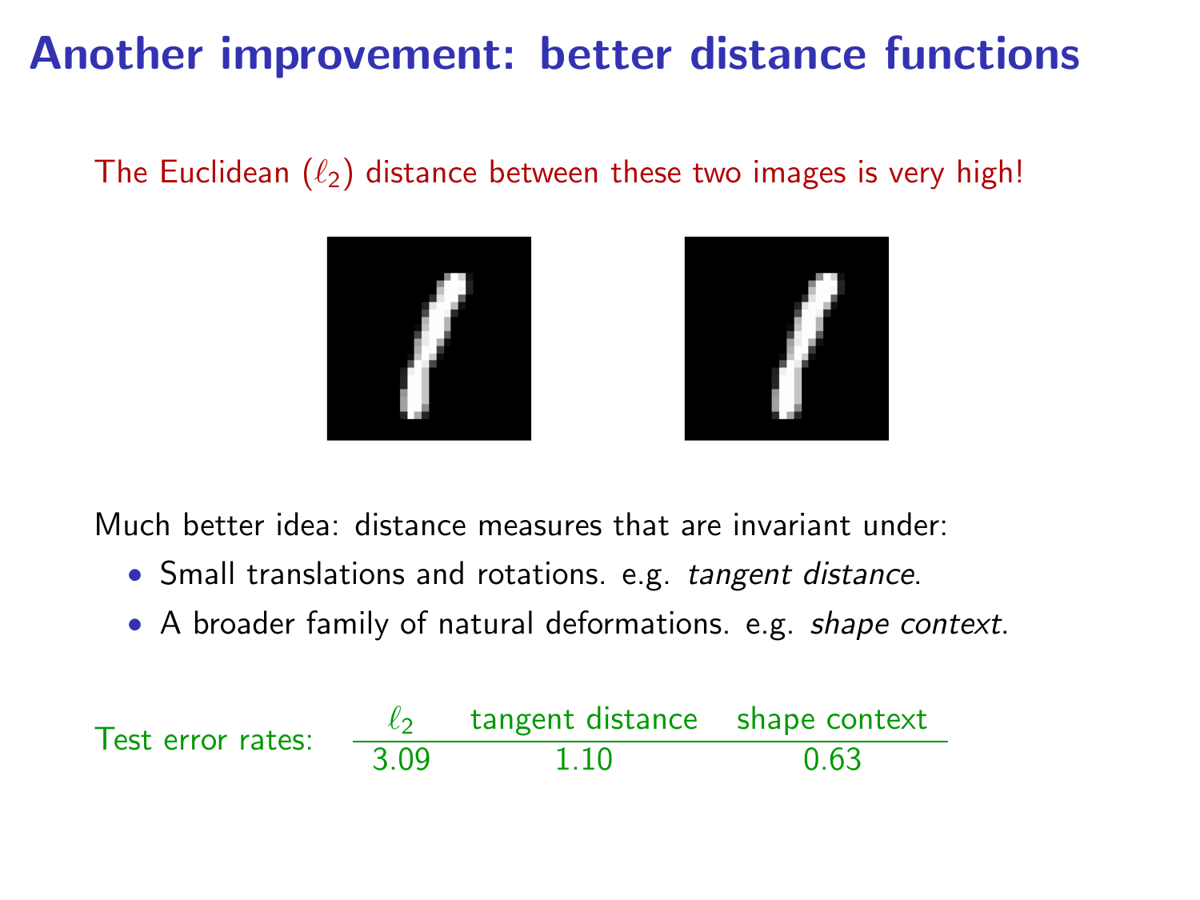# Another improvement: better distance functions

The Euclidean ($\ell_2$) distance between these two images is very high!

Much better idea: distance measures that are invariant under:

- Small translations and rotations. e.g. *tangent distance*.
- A broader family of natural deformations. e.g. *shape context*.

Test error rates:

| $\ell_2$ | tangent distance | shape context |
|---|---|---|
| 3.09 | 1.10 | 0.63 |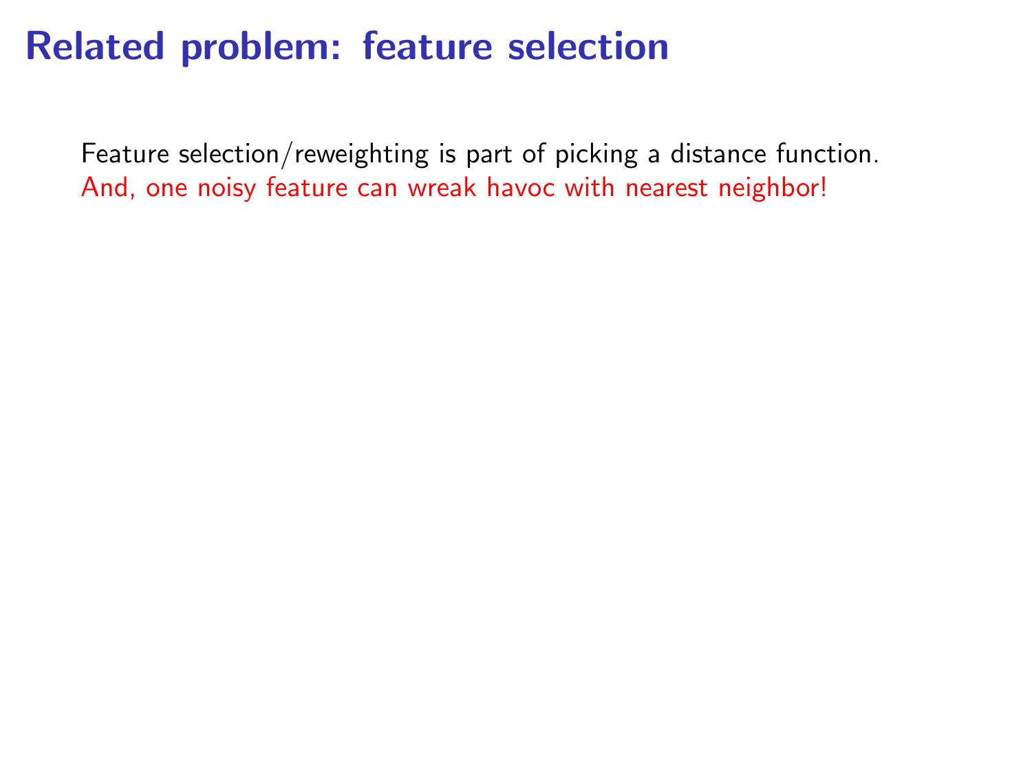# Related problem: feature selection

Feature selection/reweighting is part of picking a distance function.
And, one noisy feature can wreak havoc with nearest neighbor!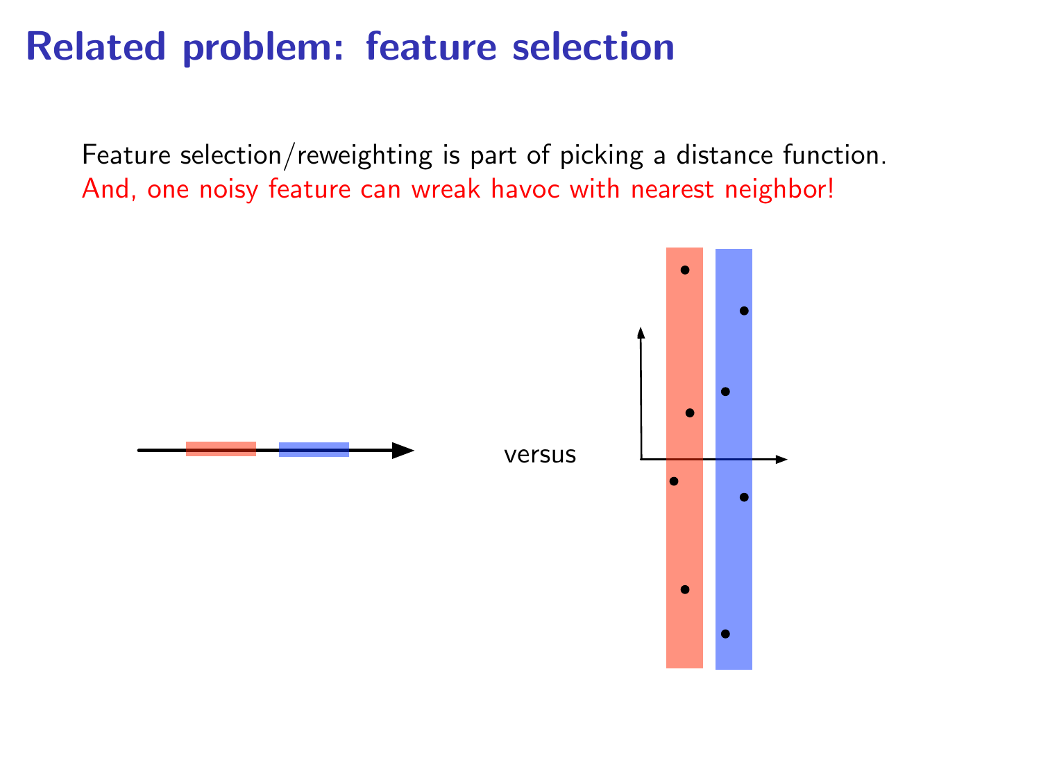# Related problem: feature selection

Feature selection/reweighting is part of picking a distance function.
And, one noisy feature can wreak havoc with nearest neighbor!

versus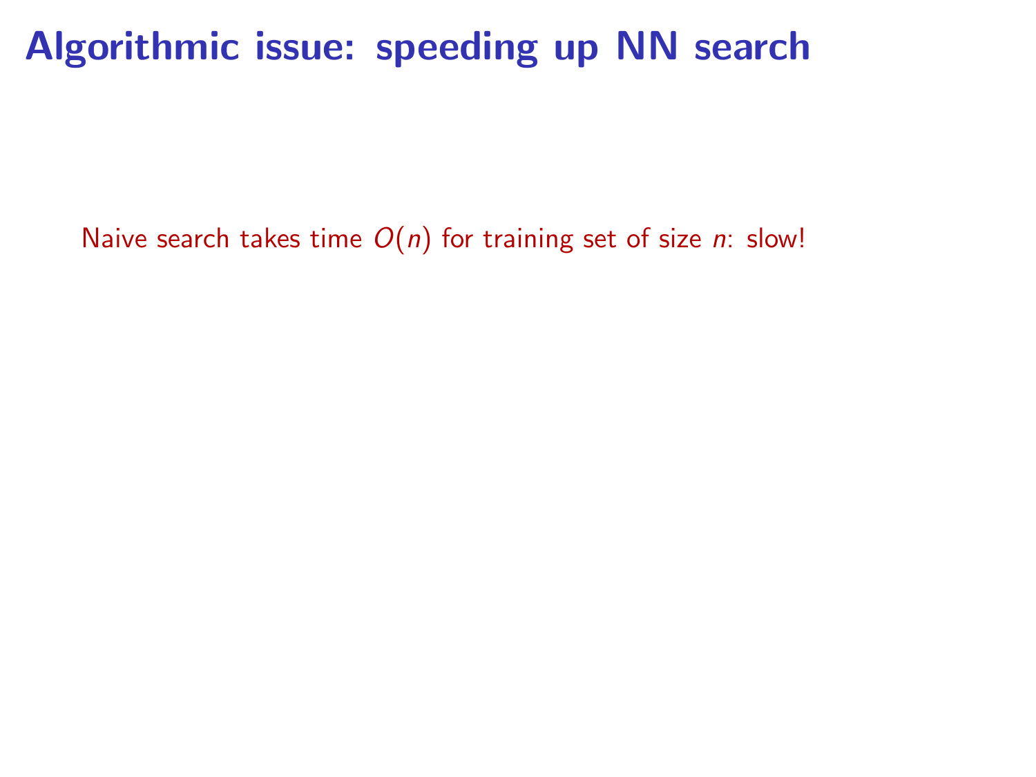# Algorithmic issue: speeding up NN search

Naive search takes time $O(n)$ for training set of size $n$: slow!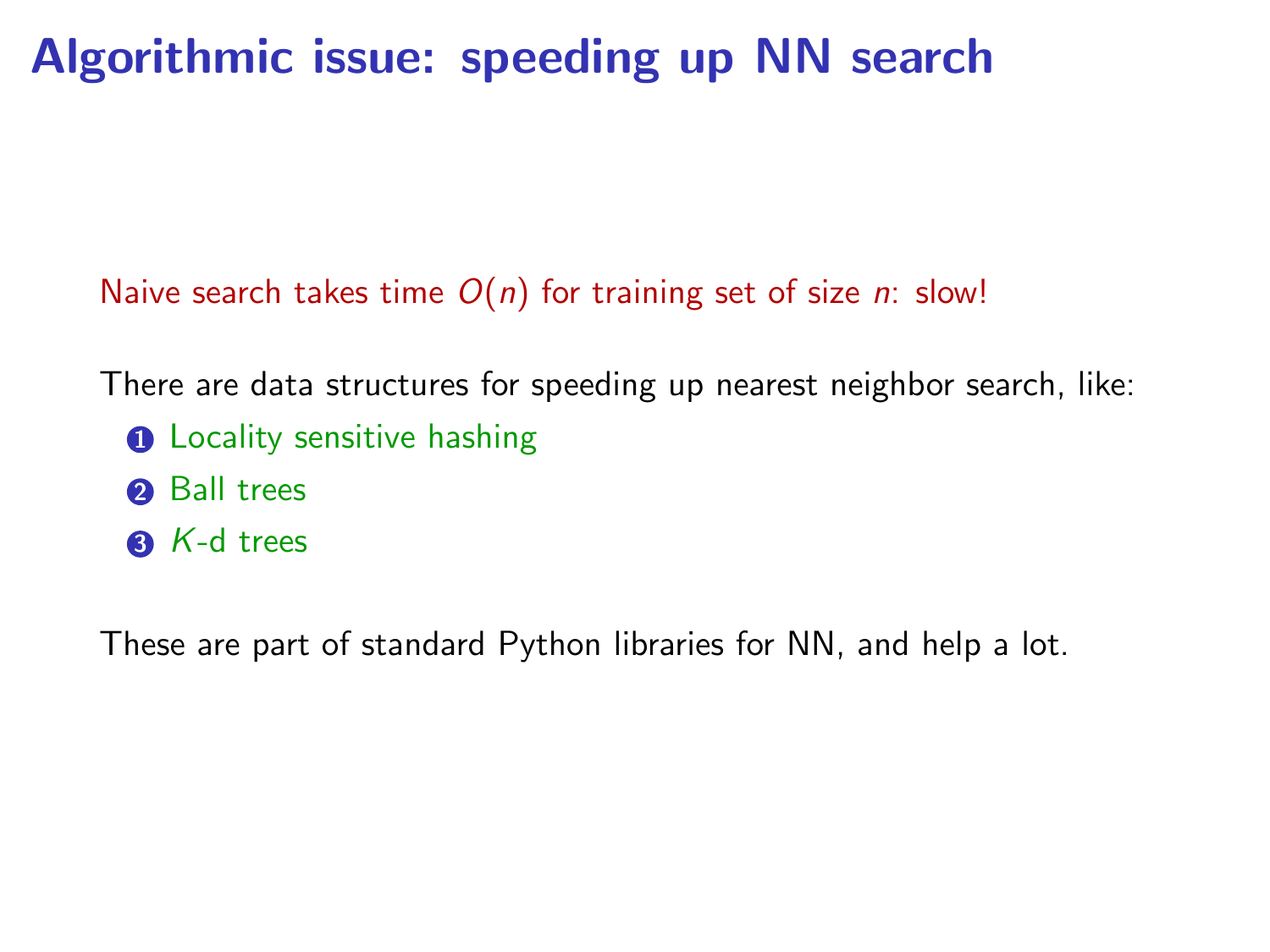# Algorithmic issue: speeding up NN search

Naive search takes time $O(n)$ for training set of size $n$: slow!

There are data structures for speeding up nearest neighbor search, like:

1. Locality sensitive hashing
2. Ball trees
3. $K$-d trees

These are part of standard Python libraries for NN, and help a lot.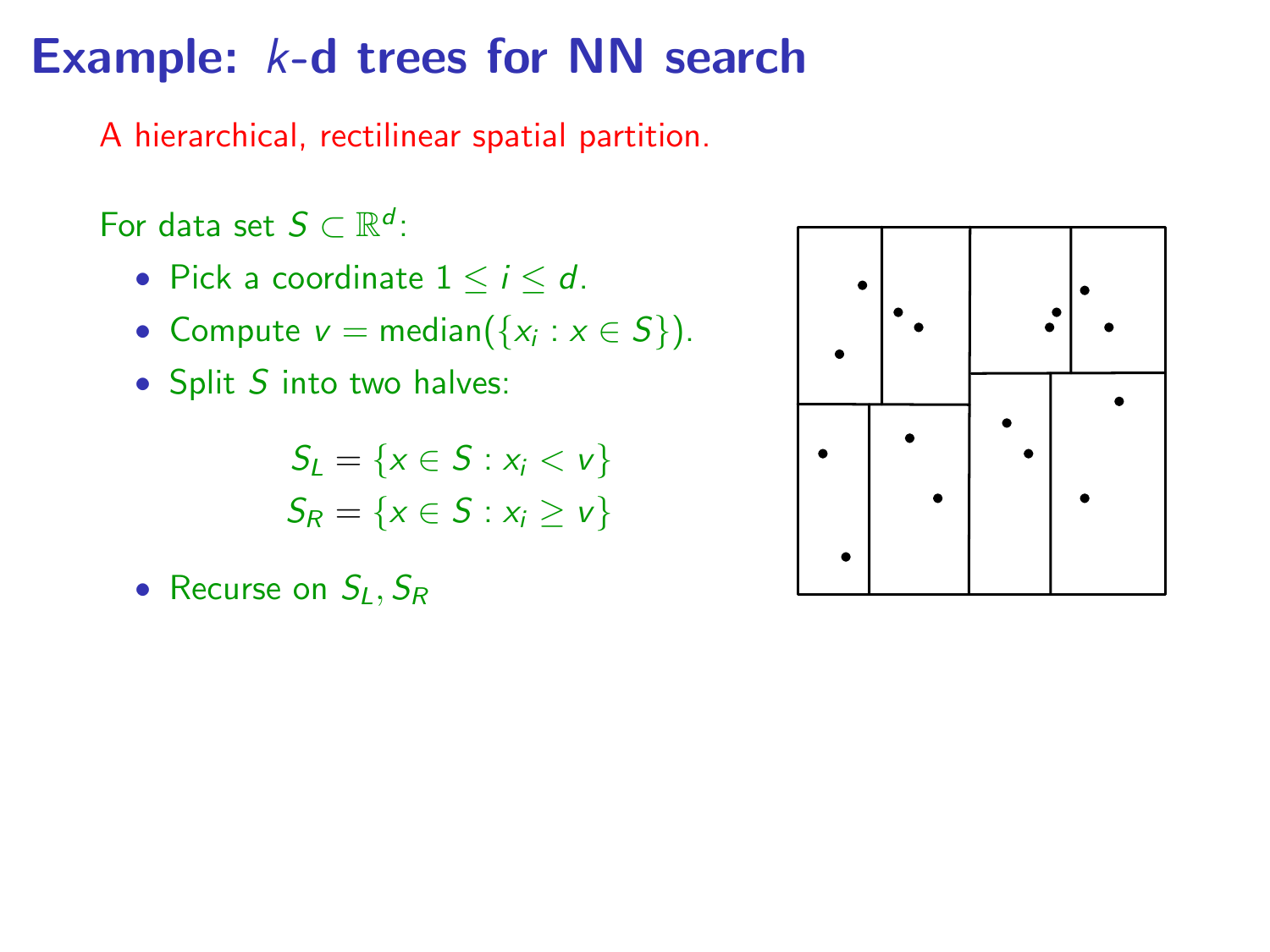# Example: $k$-d trees for NN search

A hierarchical, rectilinear spatial partition.

For data set $S \subset \mathbb{R}^d$:

- Pick a coordinate $1 \leq i \leq d$.
- Compute $v = \text{median}(\{x_i : x \in S\})$.
- Split $S$ into two halves:

$$S_L = \{x \in S : x_i < v\}$$
$$S_R = \{x \in S : x_i \geq v\}$$

- Recurse on $S_L, S_R$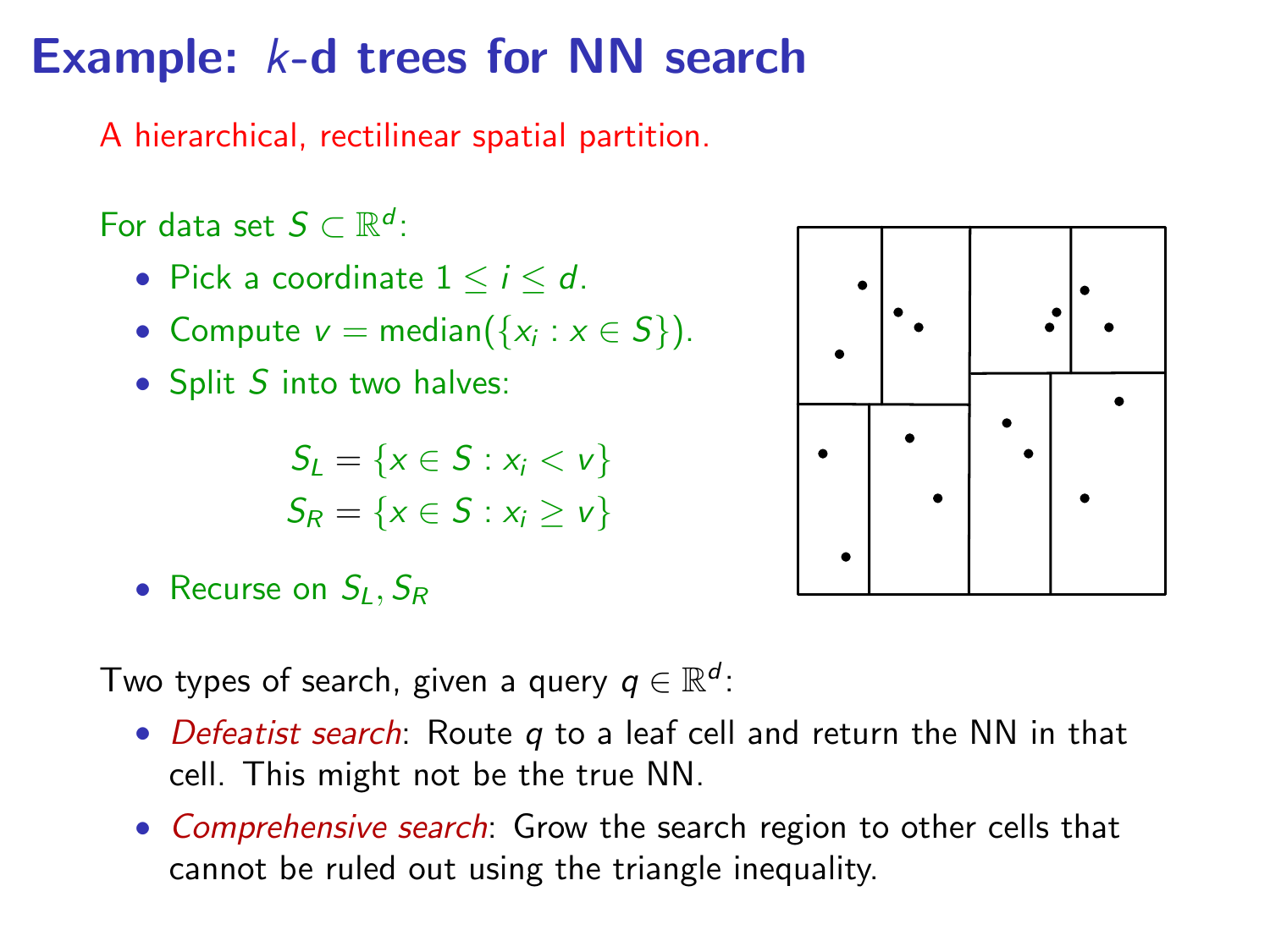# Example: $k$-d trees for NN search

A hierarchical, rectilinear spatial partition.

For data set $S \subset \mathbb{R}^d$:

- Pick a coordinate $1 \leq i \leq d$.
- Compute $v = \text{median}(\{x_i : x \in S\})$.
- Split $S$ into two halves:

$$S_L = \{x \in S : x_i < v\}$$
$$S_R = \{x \in S : x_i \geq v\}$$

- Recurse on $S_L, S_R$

Two types of search, given a query $q \in \mathbb{R}^d$:

- *Defeatist search*: Route $q$ to a leaf cell and return the NN in that cell. This might not be the true NN.
- *Comprehensive search*: Grow the search region to other cells that cannot be ruled out using the triangle inequality.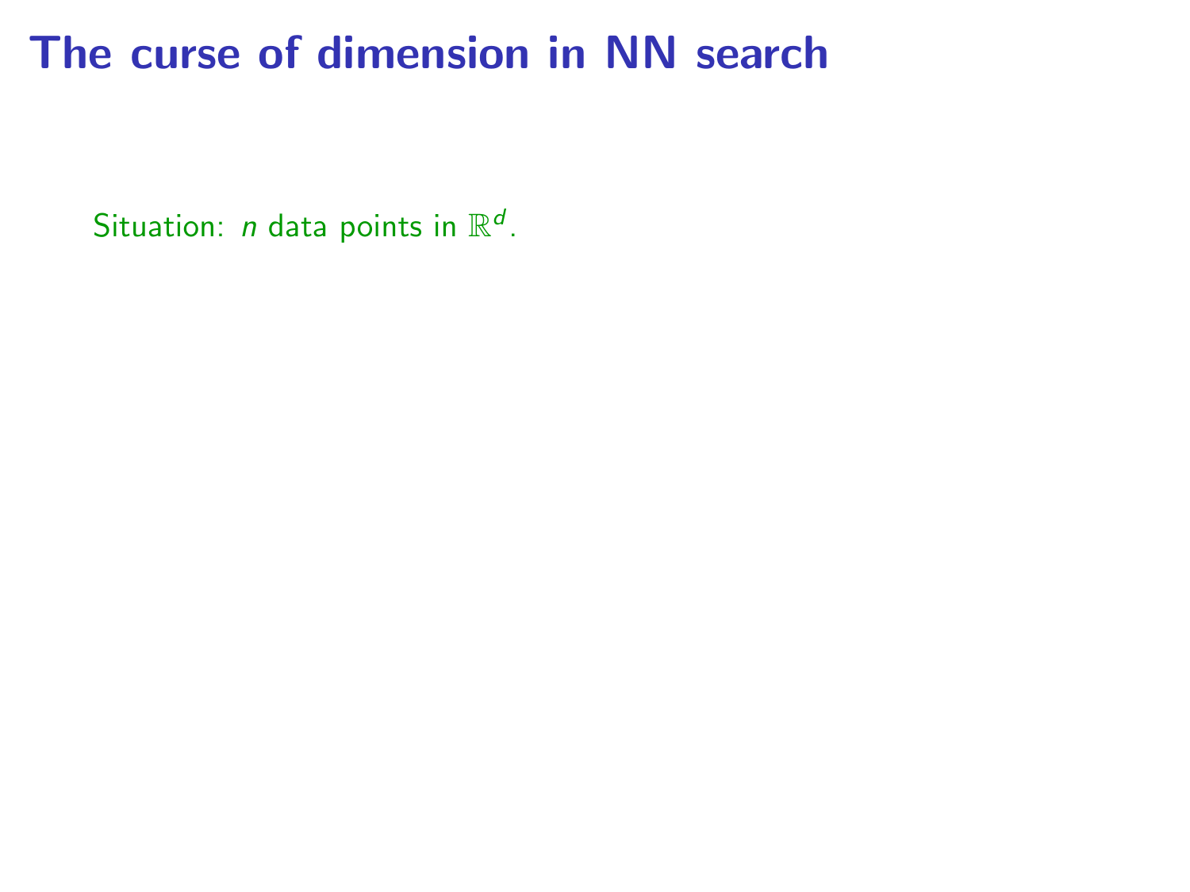# The curse of dimension in NN search

Situation: $n$ data points in $\mathbb{R}^d$.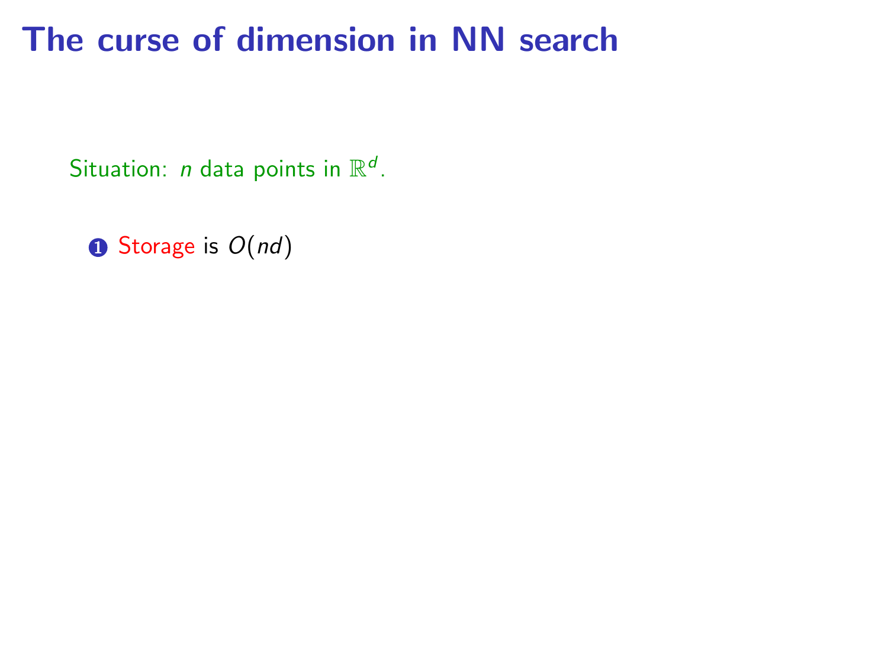# The curse of dimension in NN search

Situation: $n$ data points in $\mathbb{R}^d$.

1. Storage is $O(nd)$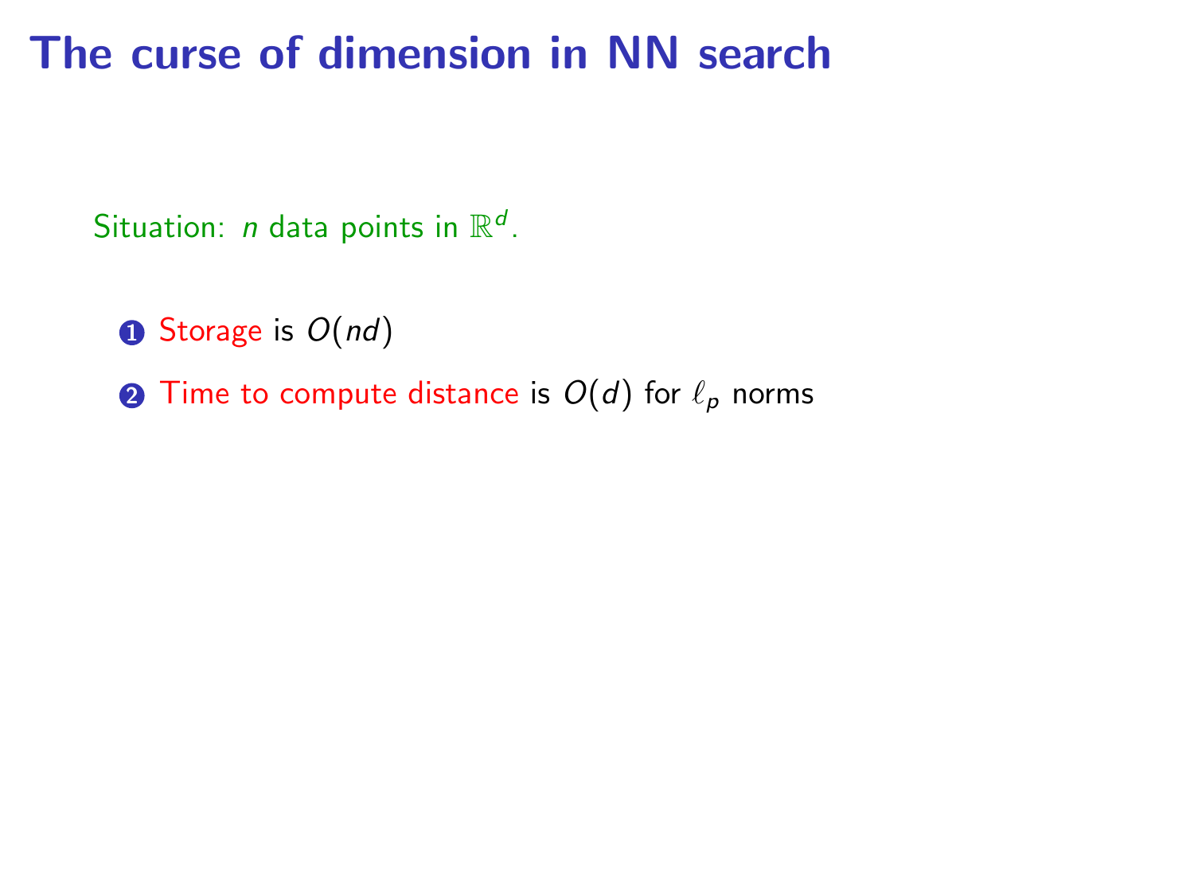# The curse of dimension in NN search

Situation: $n$ data points in $\mathbb{R}^d$.

1. Storage is $O(nd)$
2. Time to compute distance is $O(d)$ for $\ell_p$ norms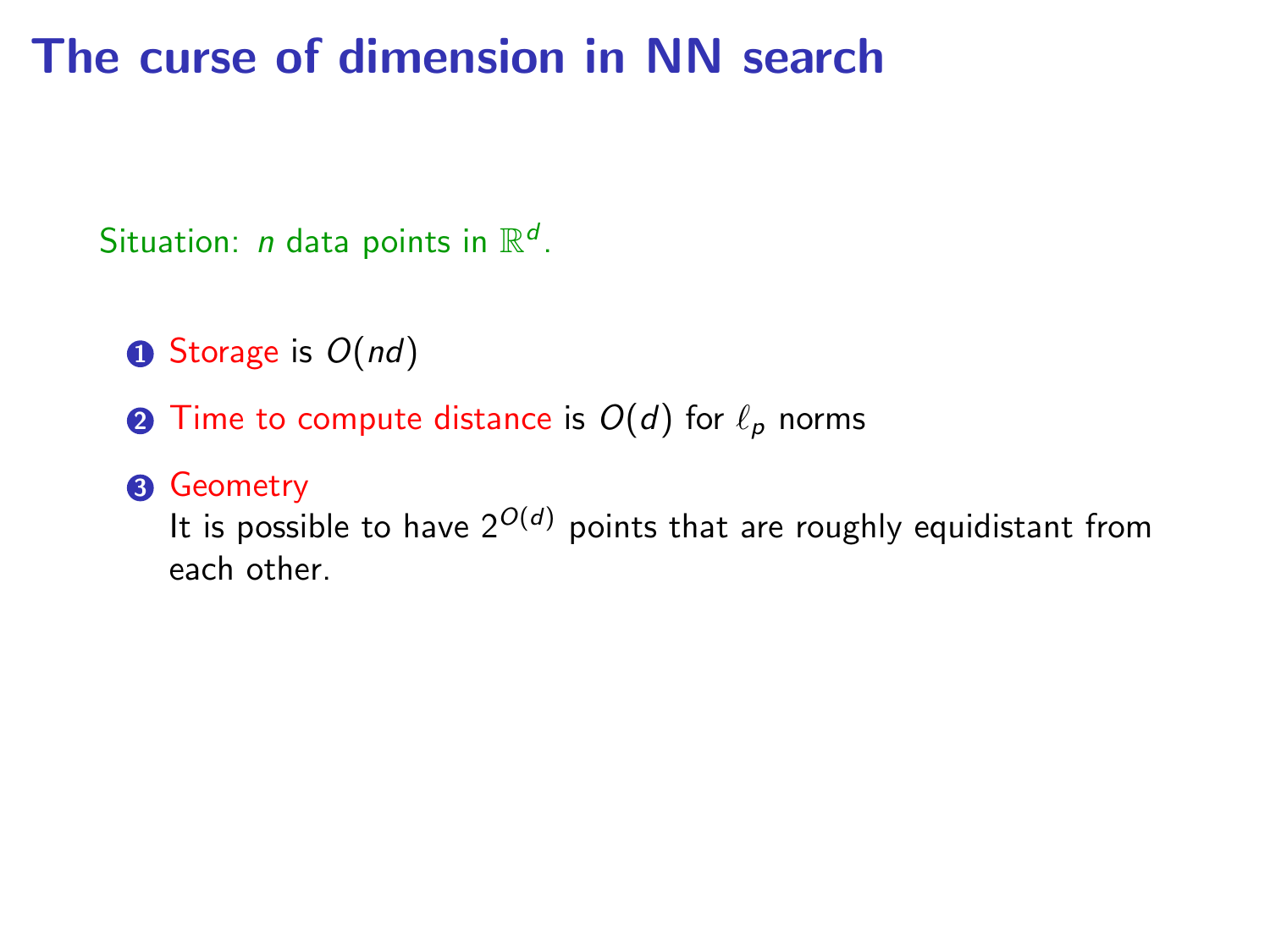# The curse of dimension in NN search

Situation: $n$ data points in $\mathbb{R}^d$.

1. Storage is $O(nd)$
2. Time to compute distance is $O(d)$ for $\ell_p$ norms
3. Geometry
   It is possible to have $2^{O(d)}$ points that are roughly equidistant from each other.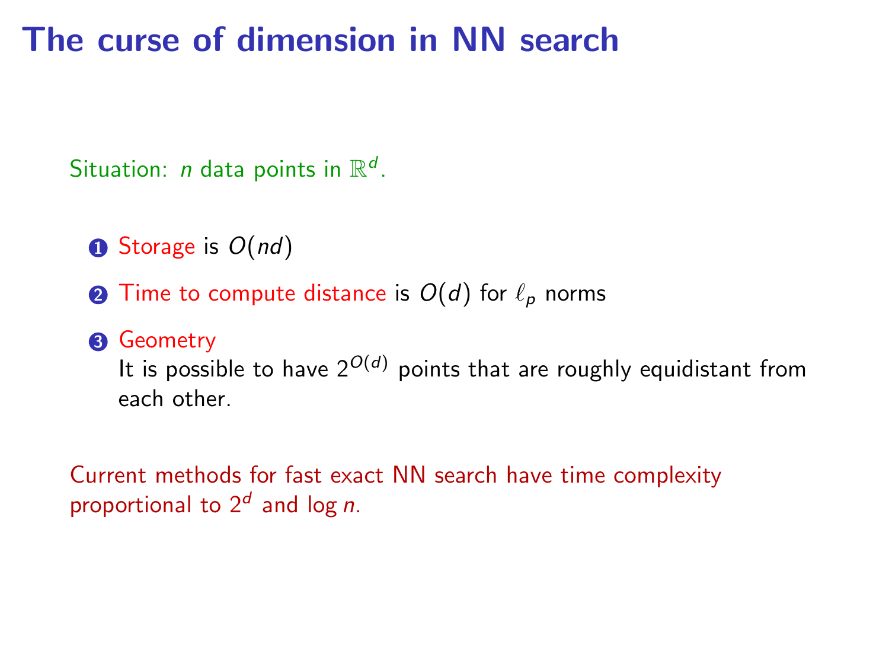# The curse of dimension in NN search

Situation: $n$ data points in $\mathbb{R}^d$.

1. Storage is $O(nd)$
2. Time to compute distance is $O(d)$ for $\ell_p$ norms
3. Geometry
   It is possible to have $2^{O(d)}$ points that are roughly equidistant from each other.

Current methods for fast exact NN search have time complexity proportional to $2^d$ and $\log n$.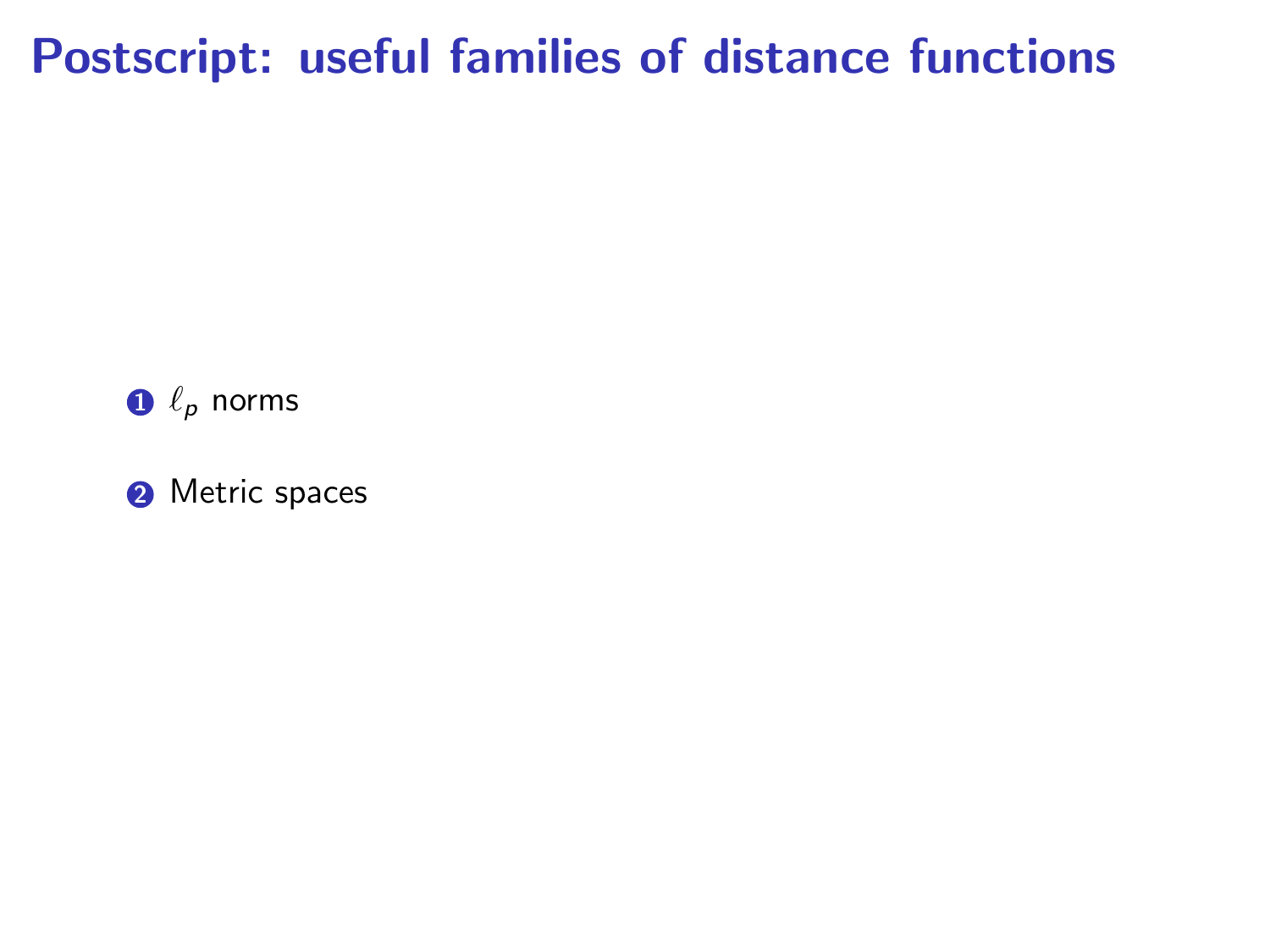# Postscript: useful families of distance functions

1. $\ell_p$ norms
2. Metric spaces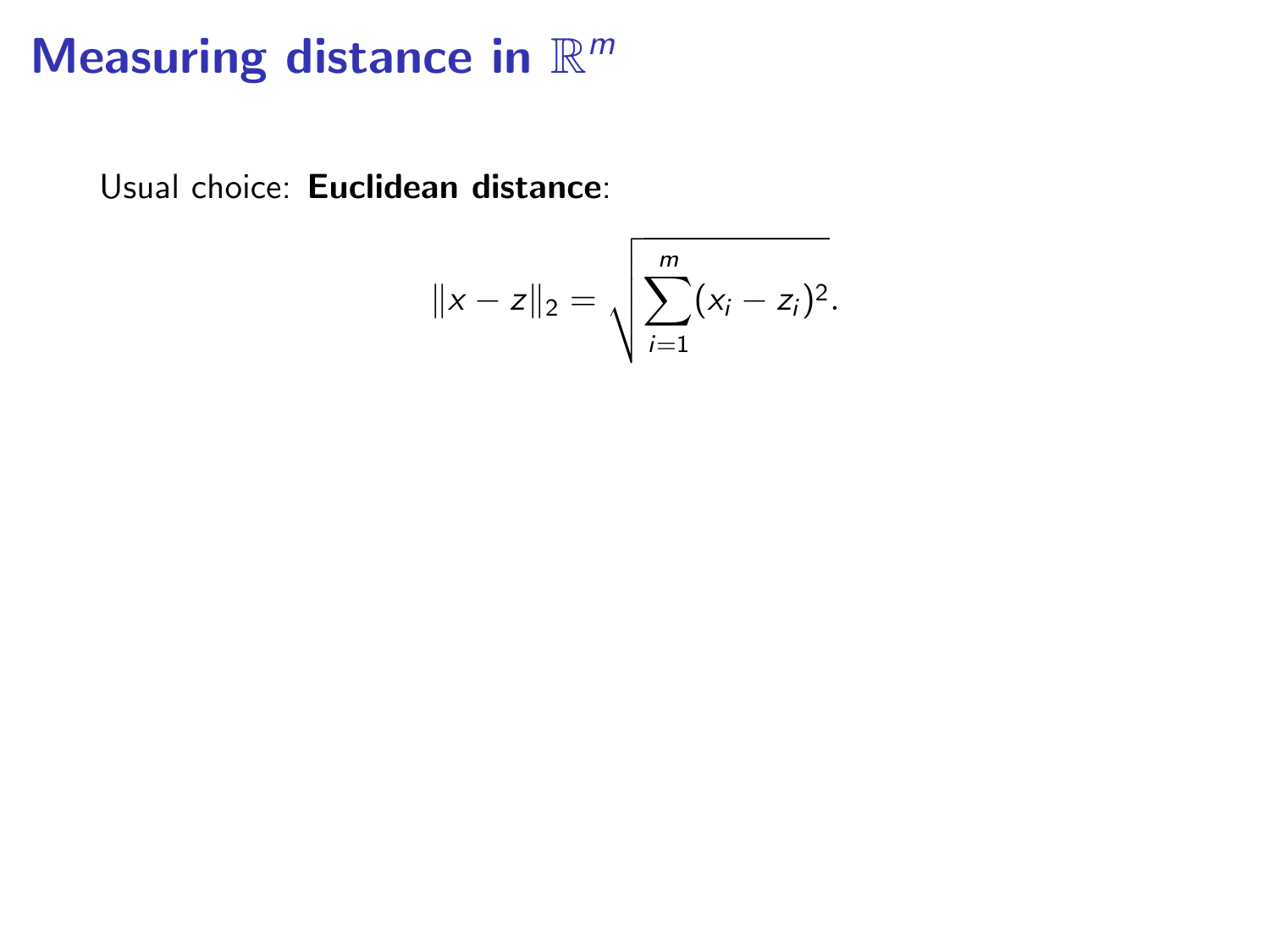# Measuring distance in $\mathbb{R}^m$

Usual choice: **Euclidean distance**:

$$\|x - z\|_2 = \sqrt{\sum_{i=1}^{m} (x_i - z_i)^2}.$$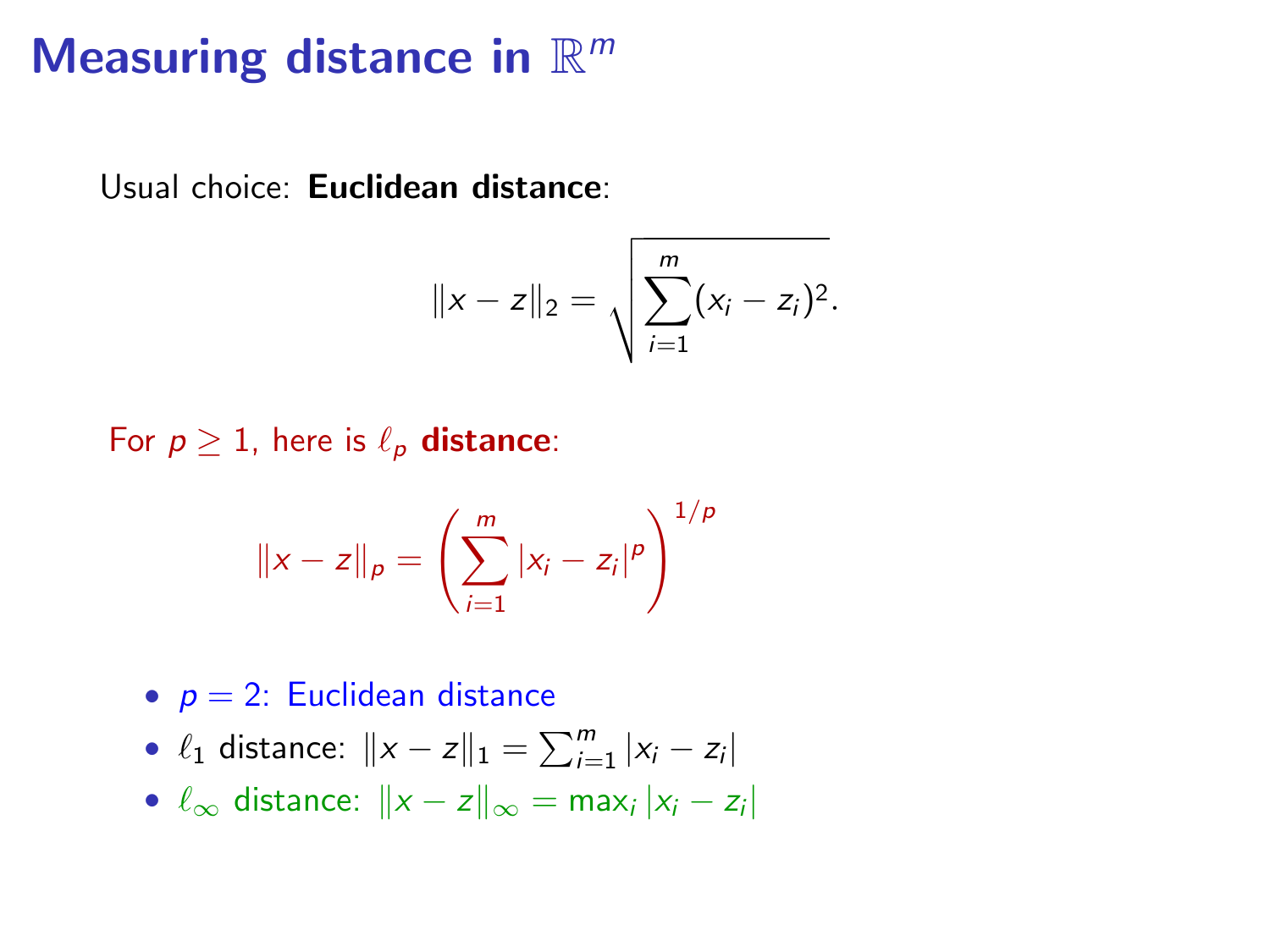# Measuring distance in $\mathbb{R}^m$

Usual choice: **Euclidean distance**:

$$\|x - z\|_2 = \sqrt{\sum_{i=1}^{m} (x_i - z_i)^2}.$$

For $p \geq 1$, here is $\ell_p$ **distance**:

$$\|x - z\|_p = \left( \sum_{i=1}^{m} |x_i - z_i|^p \right)^{1/p}$$

- $p = 2$: Euclidean distance
- $\ell_1$ distance: $\|x - z\|_1 = \sum_{i=1}^{m} |x_i - z_i|$
- $\ell_\infty$ distance: $\|x - z\|_\infty = \max_i |x_i - z_i|$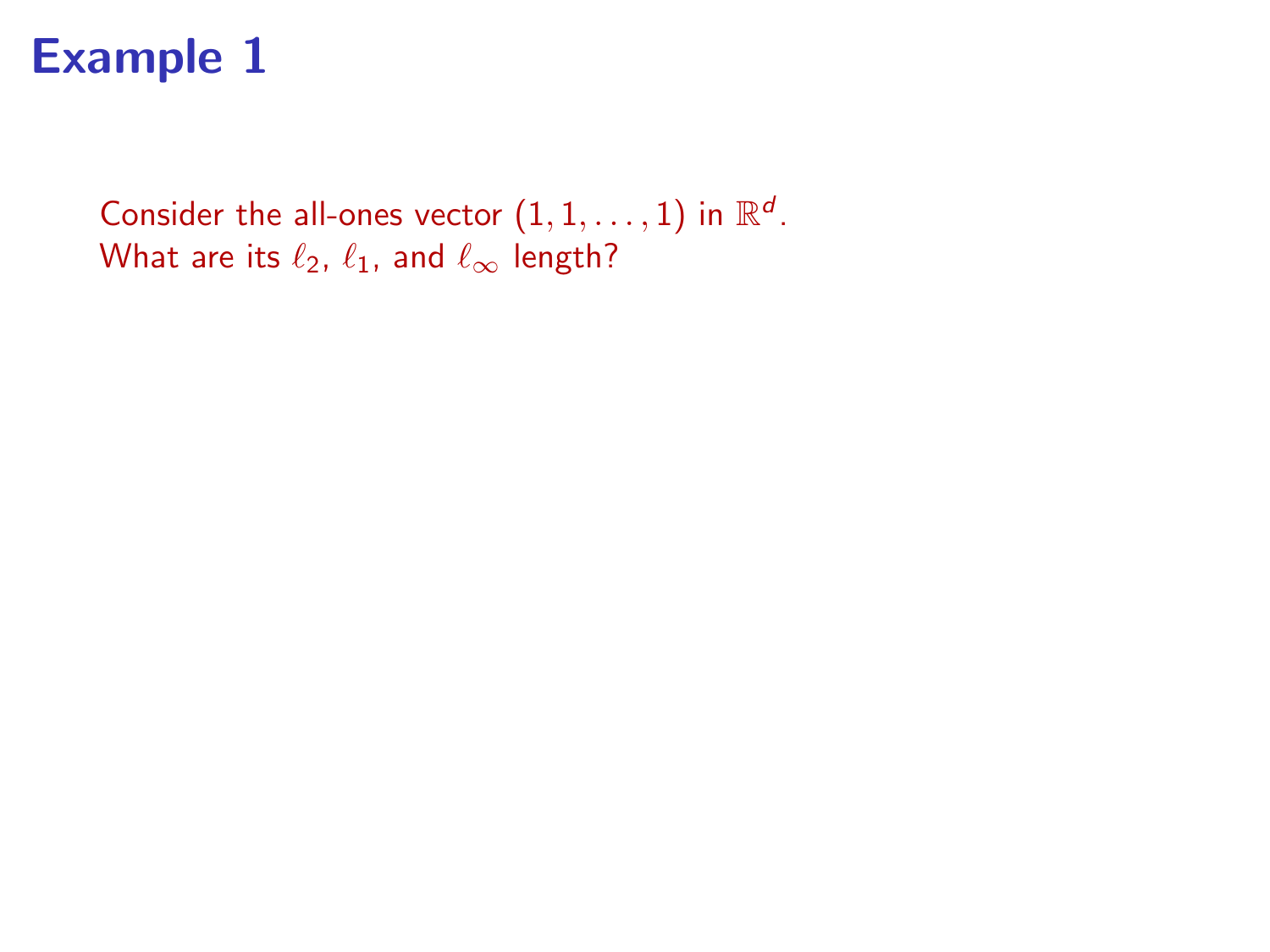# Example 1

Consider the all-ones vector $(1, 1, \ldots, 1)$ in $\mathbb{R}^d$.
What are its $\ell_2$, $\ell_1$, and $\ell_\infty$ length?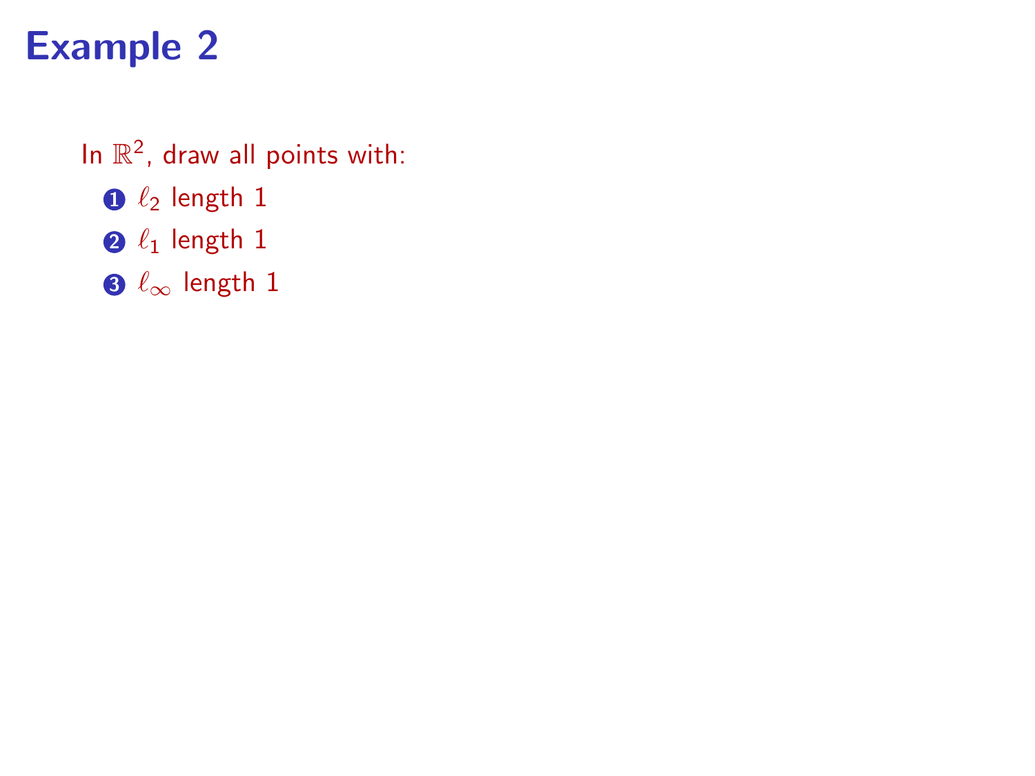# Example 2

In $\mathbb{R}^2$, draw all points with:

1. $\ell_2$ length 1
2. $\ell_1$ length 1
3. $\ell_\infty$ length 1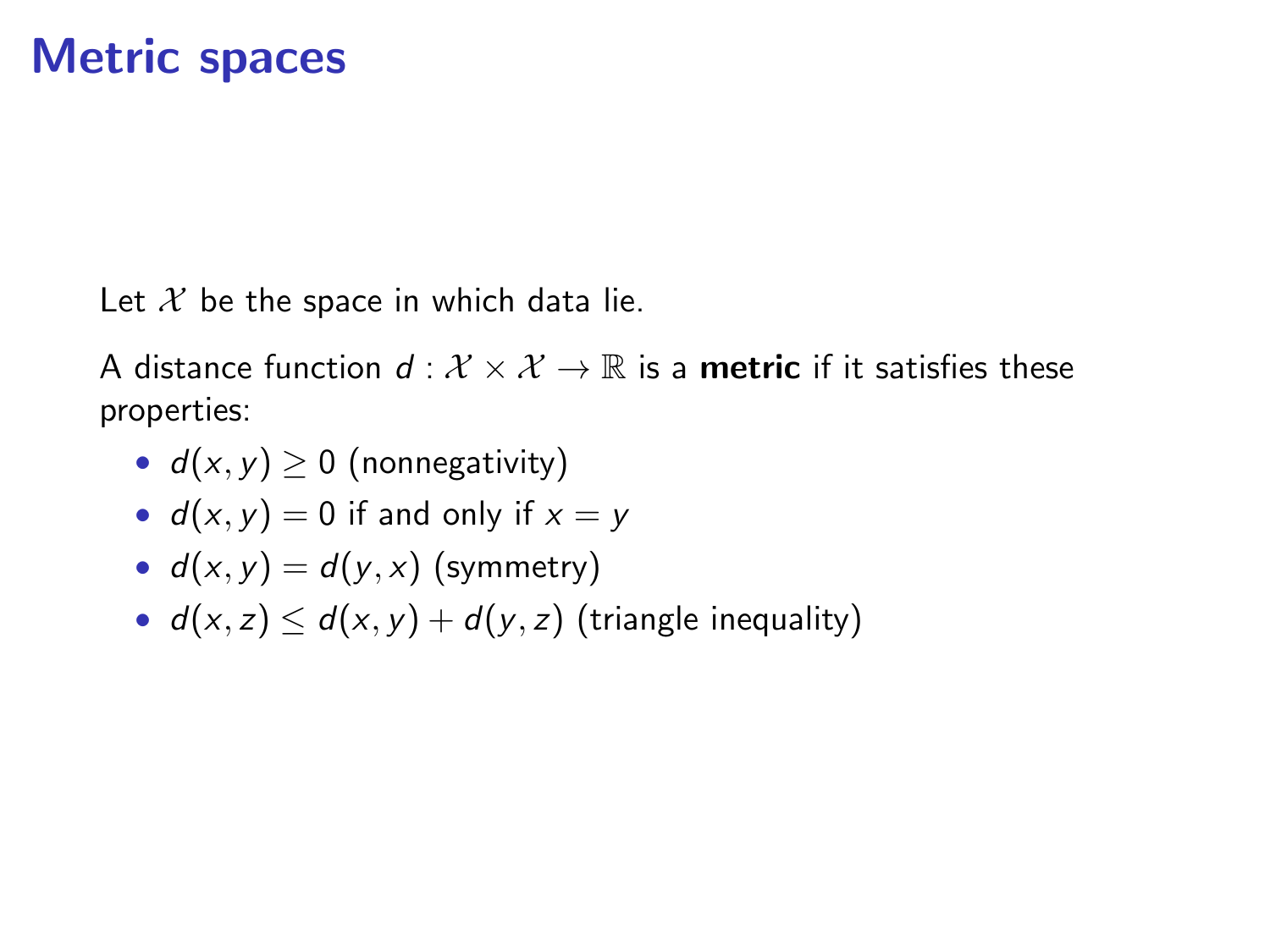# Metric spaces

Let $\mathcal{X}$ be the space in which data lie.

A distance function $d : \mathcal{X} \times \mathcal{X} \to \mathbb{R}$ is a **metric** if it satisfies these properties:

- $d(x, y) \geq 0$ (nonnegativity)
- $d(x, y) = 0$ if and only if $x = y$
- $d(x, y) = d(y, x)$ (symmetry)
- $d(x, z) \leq d(x, y) + d(y, z)$ (triangle inequality)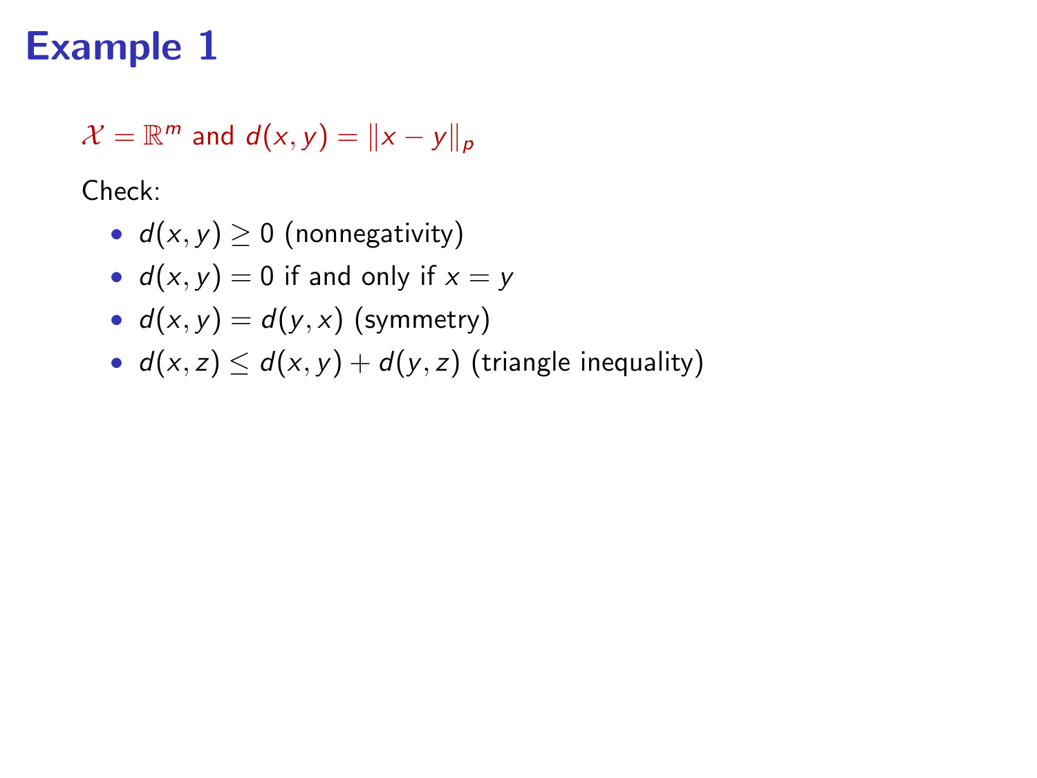# Example 1

$\mathcal{X} = \mathbb{R}^m$ and $d(x, y) = \|x - y\|_p$

Check:

- $d(x, y) \geq 0$ (nonnegativity)
- $d(x, y) = 0$ if and only if $x = y$
- $d(x, y) = d(y, x)$ (symmetry)
- $d(x, z) \leq d(x, y) + d(y, z)$ (triangle inequality)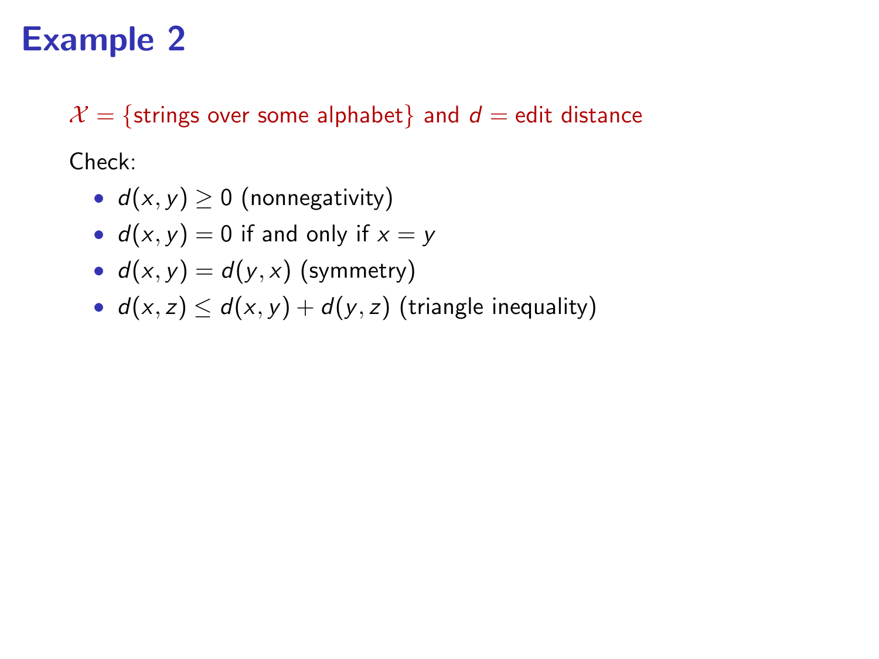# Example 2

$\mathcal{X} = \{$strings over some alphabet$\}$ and $d =$ edit distance

Check:

- $d(x, y) \geq 0$ (nonnegativity)
- $d(x, y) = 0$ if and only if $x = y$
- $d(x, y) = d(y, x)$ (symmetry)
- $d(x, z) \leq d(x, y) + d(y, z)$ (triangle inequality)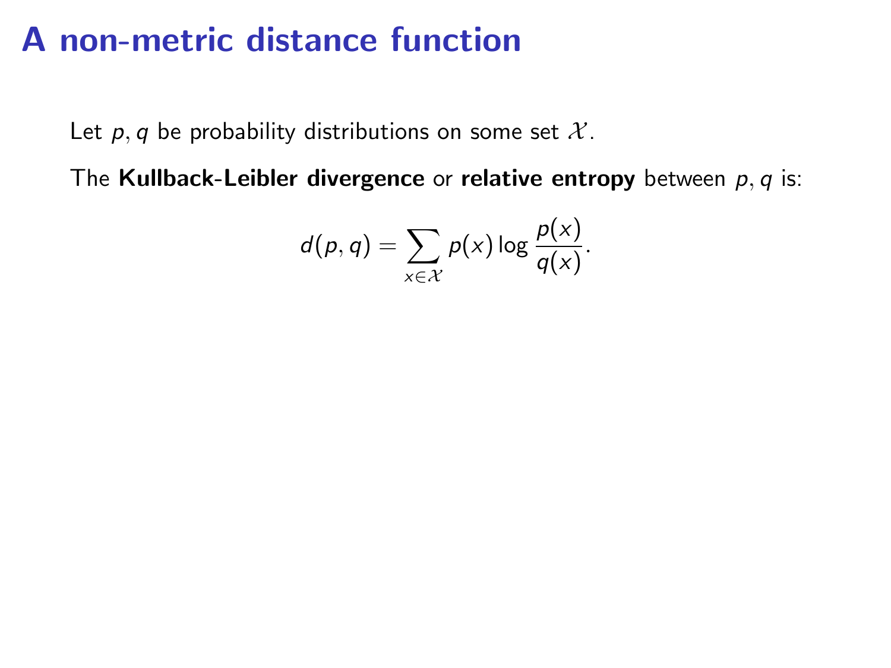# A non-metric distance function

Let $p, q$ be probability distributions on some set $\mathcal{X}$.

The **Kullback-Leibler divergence** or **relative entropy** between $p, q$ is:

$$d(p, q) = \sum_{x \in \mathcal{X}} p(x) \log \frac{p(x)}{q(x)}.$$